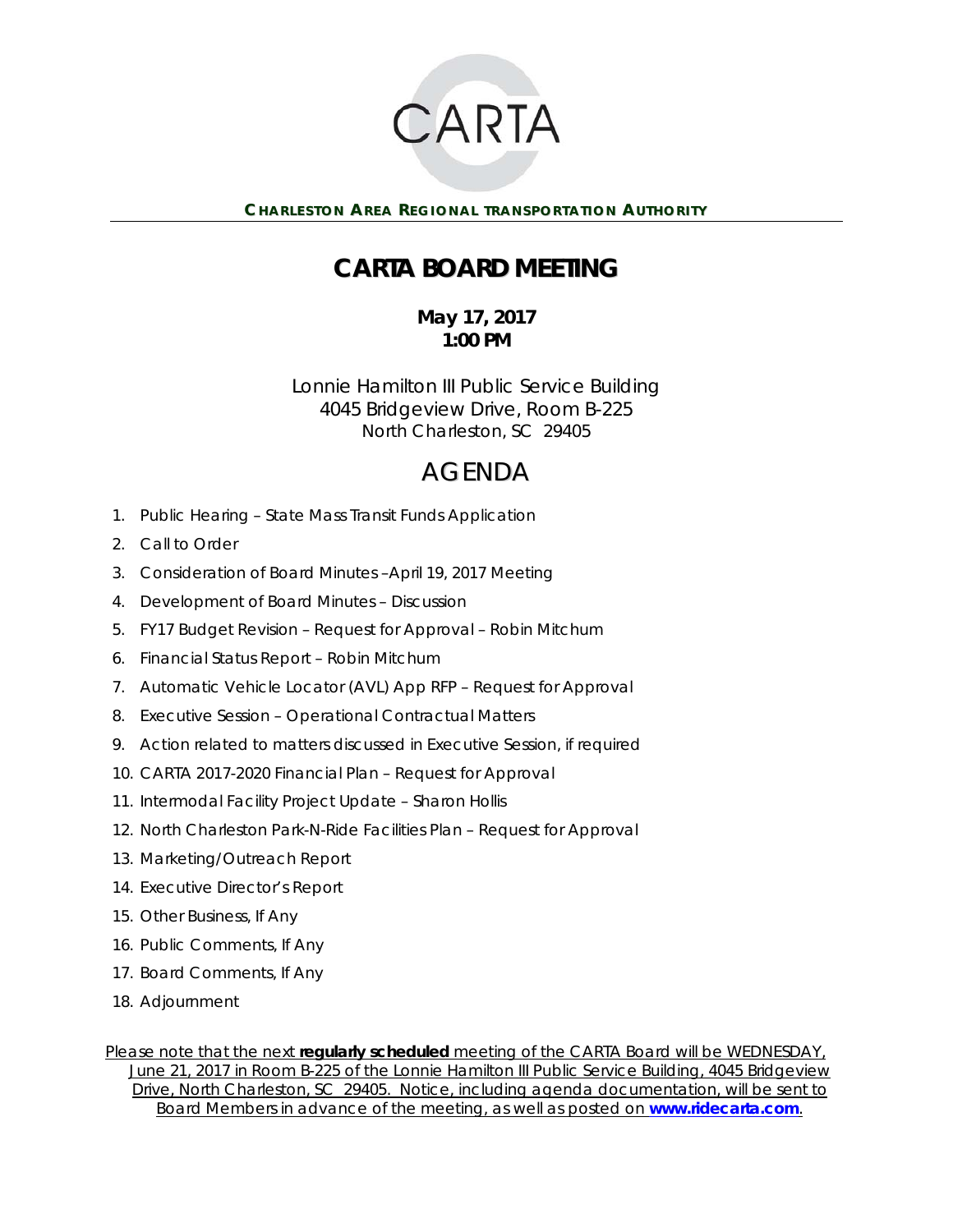CARTA

**CHARLESTON AREA REGIONAL TRANSPORTATION AUTHORITY**

# CARTA BOARD MEETING

**May 17, 2017**
**1:00 PM**

Lonnie Hamilton III Public Service Building
4045 Bridgeview Drive, Room B-225
North Charleston, SC 29405

# AGENDA

1. Public Hearing – State Mass Transit Funds Application
2. Call to Order
3. Consideration of Board Minutes –April 19, 2017 Meeting
4. Development of Board Minutes – Discussion
5. FY17 Budget Revision – Request for Approval – Robin Mitchum
6. Financial Status Report – Robin Mitchum
7. Automatic Vehicle Locator (AVL) App RFP – Request for Approval
8. Executive Session – Operational Contractual Matters
9. Action related to matters discussed in Executive Session, if required
10. CARTA 2017-2020 Financial Plan – Request for Approval
11. Intermodal Facility Project Update – Sharon Hollis
12. North Charleston Park-N-Ride Facilities Plan – Request for Approval
13. Marketing/Outreach Report
14. Executive Director's Report
15. Other Business, If Any
16. Public Comments, If Any
17. Board Comments, If Any
18. Adjournment

Please note that the next **regularly scheduled** meeting of the CARTA Board will be WEDNESDAY, June 21, 2017 in Room B-225 of the Lonnie Hamilton III Public Service Building, 4045 Bridgeview Drive, North Charleston, SC 29405. Notice, including agenda documentation, will be sent to Board Members in advance of the meeting, as well as posted on **www.ridecarta.com**.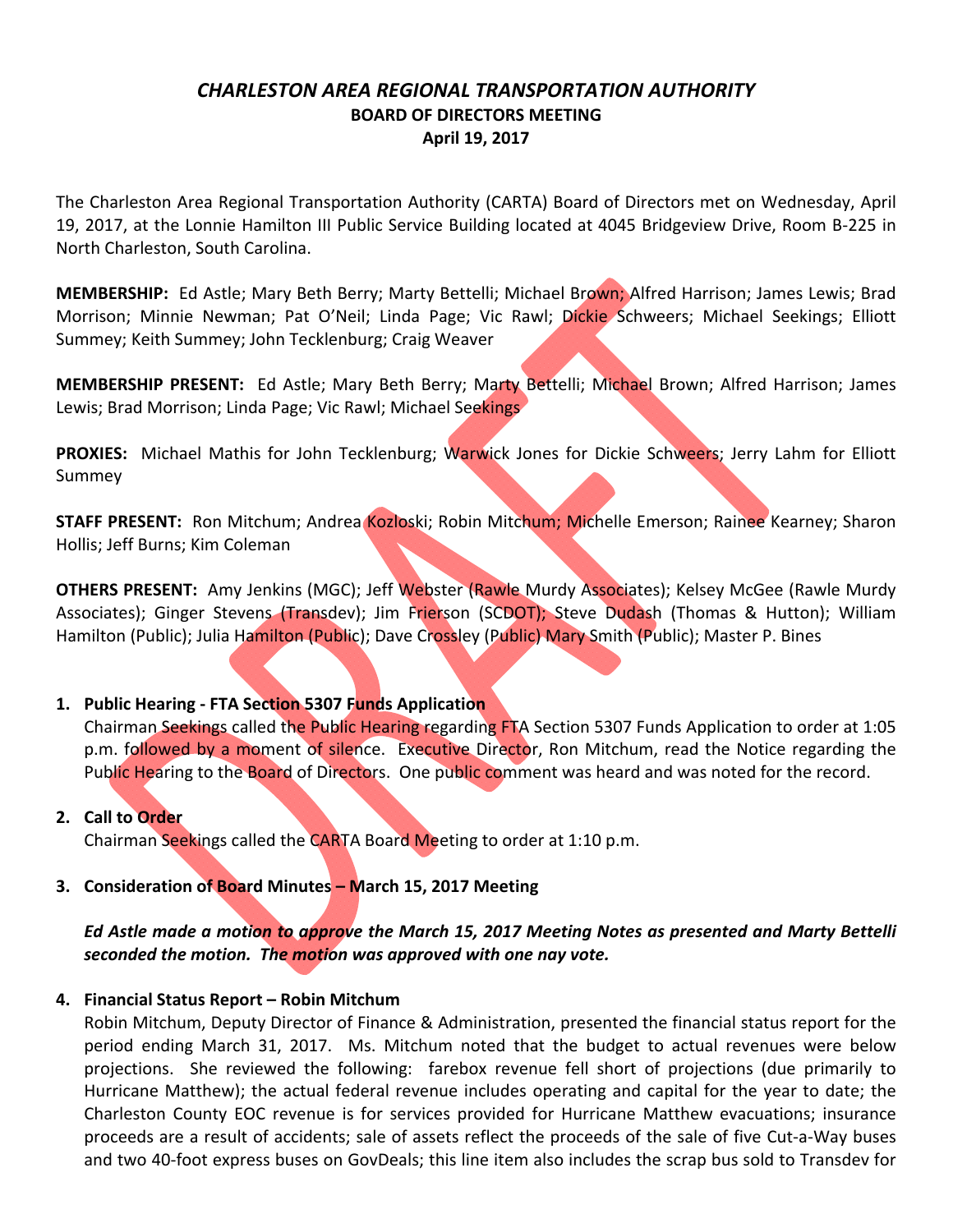# *CHARLESTON AREA REGIONAL TRANSPORTATION AUTHORITY*

## BOARD OF DIRECTORS MEETING

### April 19, 2017

The Charleston Area Regional Transportation Authority (CARTA) Board of Directors met on Wednesday, April 19, 2017, at the Lonnie Hamilton III Public Service Building located at 4045 Bridgeview Drive, Room B-225 in North Charleston, South Carolina.

**MEMBERSHIP:** Ed Astle; Mary Beth Berry; Marty Bettelli; Michael Brown; Alfred Harrison; James Lewis; Brad Morrison; Minnie Newman; Pat O'Neil; Linda Page; Vic Rawl; Dickie Schweers; Michael Seekings; Elliott Summey; Keith Summey; John Tecklenburg; Craig Weaver

**MEMBERSHIP PRESENT:** Ed Astle; Mary Beth Berry; Marty Bettelli; Michael Brown; Alfred Harrison; James Lewis; Brad Morrison; Linda Page; Vic Rawl; Michael Seekings

**PROXIES:** Michael Mathis for John Tecklenburg; Warwick Jones for Dickie Schweers; Jerry Lahm for Elliott Summey

**STAFF PRESENT:** Ron Mitchum; Andrea Kozloski; Robin Mitchum; Michelle Emerson; Rainee Kearney; Sharon Hollis; Jeff Burns; Kim Coleman

**OTHERS PRESENT:** Amy Jenkins (MGC); Jeff Webster (Rawle Murdy Associates); Kelsey McGee (Rawle Murdy Associates); Ginger Stevens (Transdev); Jim Frierson (SCDOT); Steve Dudash (Thomas & Hutton); William Hamilton (Public); Julia Hamilton (Public); Dave Crossley (Public) Mary Smith (Public); Master P. Bines

1. **Public Hearing - FTA Section 5307 Funds Application**
   Chairman Seekings called the Public Hearing regarding FTA Section 5307 Funds Application to order at 1:05 p.m. followed by a moment of silence. Executive Director, Ron Mitchum, read the Notice regarding the Public Hearing to the Board of Directors. One public comment was heard and was noted for the record.

2. **Call to Order**
   Chairman Seekings called the CARTA Board Meeting to order at 1:10 p.m.

3. **Consideration of Board Minutes – March 15, 2017 Meeting**

   ***Ed Astle made a motion to approve the March 15, 2017 Meeting Notes as presented and Marty Bettelli seconded the motion. The motion was approved with one nay vote.***

4. **Financial Status Report – Robin Mitchum**
   Robin Mitchum, Deputy Director of Finance & Administration, presented the financial status report for the period ending March 31, 2017. Ms. Mitchum noted that the budget to actual revenues were below projections. She reviewed the following: farebox revenue fell short of projections (due primarily to Hurricane Matthew); the actual federal revenue includes operating and capital for the year to date; the Charleston County EOC revenue is for services provided for Hurricane Matthew evacuations; insurance proceeds are a result of accidents; sale of assets reflect the proceeds of the sale of five Cut-a-Way buses and two 40-foot express buses on GovDeals; this line item also includes the scrap bus sold to Transdev for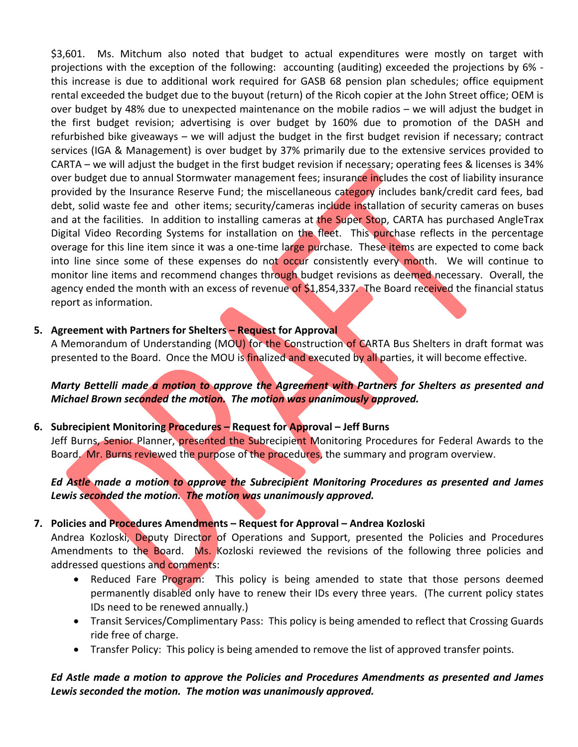$3,601. Ms. Mitchum also noted that budget to actual expenditures were mostly on target with projections with the exception of the following: accounting (auditing) exceeded the projections by 6% - this increase is due to additional work required for GASB 68 pension plan schedules; office equipment rental exceeded the budget due to the buyout (return) of the Ricoh copier at the John Street office; OEM is over budget by 48% due to unexpected maintenance on the mobile radios – we will adjust the budget in the first budget revision; advertising is over budget by 160% due to promotion of the DASH and refurbished bike giveaways – we will adjust the budget in the first budget revision if necessary; contract services (IGA & Management) is over budget by 37% primarily due to the extensive services provided to CARTA – we will adjust the budget in the first budget revision if necessary; operating fees & licenses is 34% over budget due to annual Stormwater management fees; insurance includes the cost of liability insurance provided by the Insurance Reserve Fund; the miscellaneous category includes bank/credit card fees, bad debt, solid waste fee and other items; security/cameras include installation of security cameras on buses and at the facilities. In addition to installing cameras at the Super Stop, CARTA has purchased AngleTrax Digital Video Recording Systems for installation on the fleet. This purchase reflects in the percentage overage for this line item since it was a one-time large purchase. These items are expected to come back into line since some of these expenses do not occur consistently every month. We will continue to monitor line items and recommend changes through budget revisions as deemed necessary. Overall, the agency ended the month with an excess of revenue of $1,854,337. The Board received the financial status report as information.

5. **Agreement with Partners for Shelters – Request for Approval**
   A Memorandum of Understanding (MOU) for the Construction of CARTA Bus Shelters in draft format was presented to the Board. Once the MOU is finalized and executed by all parties, it will become effective.

   ***Marty Bettelli made a motion to approve the Agreement with Partners for Shelters as presented and Michael Brown seconded the motion. The motion was unanimously approved.***

6. **Subrecipient Monitoring Procedures – Request for Approval – Jeff Burns**
   Jeff Burns, Senior Planner, presented the Subrecipient Monitoring Procedures for Federal Awards to the Board. Mr. Burns reviewed the purpose of the procedures, the summary and program overview.

   ***Ed Astle made a motion to approve the Subrecipient Monitoring Procedures as presented and James Lewis seconded the motion. The motion was unanimously approved.***

7. **Policies and Procedures Amendments – Request for Approval – Andrea Kozloski**
   Andrea Kozloski, Deputy Director of Operations and Support, presented the Policies and Procedures Amendments to the Board. Ms. Kozloski reviewed the revisions of the following three policies and addressed questions and comments:
   - Reduced Fare Program: This policy is being amended to state that those persons deemed permanently disabled only have to renew their IDs every three years. (The current policy states IDs need to be renewed annually.)
   - Transit Services/Complimentary Pass: This policy is being amended to reflect that Crossing Guards ride free of charge.
   - Transfer Policy: This policy is being amended to remove the list of approved transfer points.

   ***Ed Astle made a motion to approve the Policies and Procedures Amendments as presented and James Lewis seconded the motion. The motion was unanimously approved.***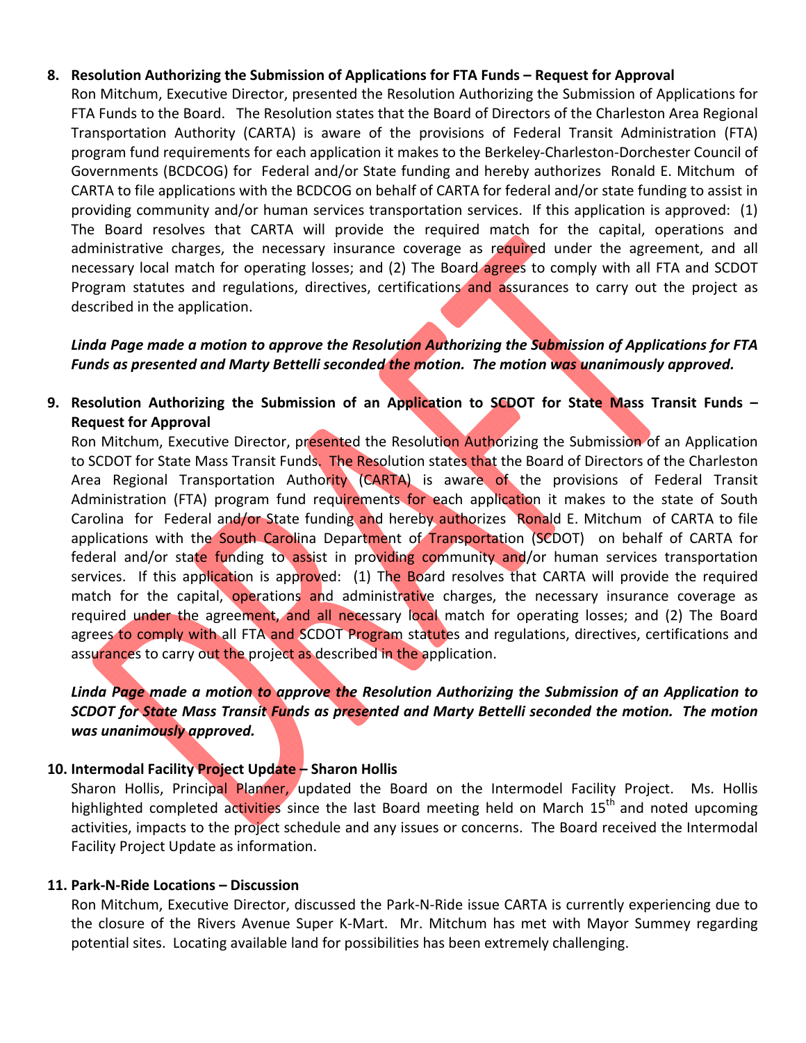**8. Resolution Authorizing the Submission of Applications for FTA Funds – Request for Approval**

Ron Mitchum, Executive Director, presented the Resolution Authorizing the Submission of Applications for FTA Funds to the Board. The Resolution states that the Board of Directors of the Charleston Area Regional Transportation Authority (CARTA) is aware of the provisions of Federal Transit Administration (FTA) program fund requirements for each application it makes to the Berkeley-Charleston-Dorchester Council of Governments (BCDCOG) for Federal and/or State funding and hereby authorizes Ronald E. Mitchum of CARTA to file applications with the BCDCOG on behalf of CARTA for federal and/or state funding to assist in providing community and/or human services transportation services. If this application is approved: (1) The Board resolves that CARTA will provide the required match for the capital, operations and administrative charges, the necessary insurance coverage as required under the agreement, and all necessary local match for operating losses; and (2) The Board agrees to comply with all FTA and SCDOT Program statutes and regulations, directives, certifications and assurances to carry out the project as described in the application.

***Linda Page made a motion to approve the Resolution Authorizing the Submission of Applications for FTA Funds as presented and Marty Bettelli seconded the motion. The motion was unanimously approved.***

**9. Resolution Authorizing the Submission of an Application to SCDOT for State Mass Transit Funds – Request for Approval**

Ron Mitchum, Executive Director, presented the Resolution Authorizing the Submission of an Application to SCDOT for State Mass Transit Funds. The Resolution states that the Board of Directors of the Charleston Area Regional Transportation Authority (CARTA) is aware of the provisions of Federal Transit Administration (FTA) program fund requirements for each application it makes to the state of South Carolina for Federal and/or State funding and hereby authorizes Ronald E. Mitchum of CARTA to file applications with the South Carolina Department of Transportation (SCDOT) on behalf of CARTA for federal and/or state funding to assist in providing community and/or human services transportation services. If this application is approved: (1) The Board resolves that CARTA will provide the required match for the capital, operations and administrative charges, the necessary insurance coverage as required under the agreement, and all necessary local match for operating losses; and (2) The Board agrees to comply with all FTA and SCDOT Program statutes and regulations, directives, certifications and assurances to carry out the project as described in the application.

***Linda Page made a motion to approve the Resolution Authorizing the Submission of an Application to SCDOT for State Mass Transit Funds as presented and Marty Bettelli seconded the motion. The motion was unanimously approved.***

**10. Intermodal Facility Project Update – Sharon Hollis**

Sharon Hollis, Principal Planner, updated the Board on the Intermodel Facility Project. Ms. Hollis highlighted completed activities since the last Board meeting held on March 15th and noted upcoming activities, impacts to the project schedule and any issues or concerns. The Board received the Intermodal Facility Project Update as information.

**11. Park-N-Ride Locations – Discussion**

Ron Mitchum, Executive Director, discussed the Park-N-Ride issue CARTA is currently experiencing due to the closure of the Rivers Avenue Super K-Mart. Mr. Mitchum has met with Mayor Summey regarding potential sites. Locating available land for possibilities has been extremely challenging.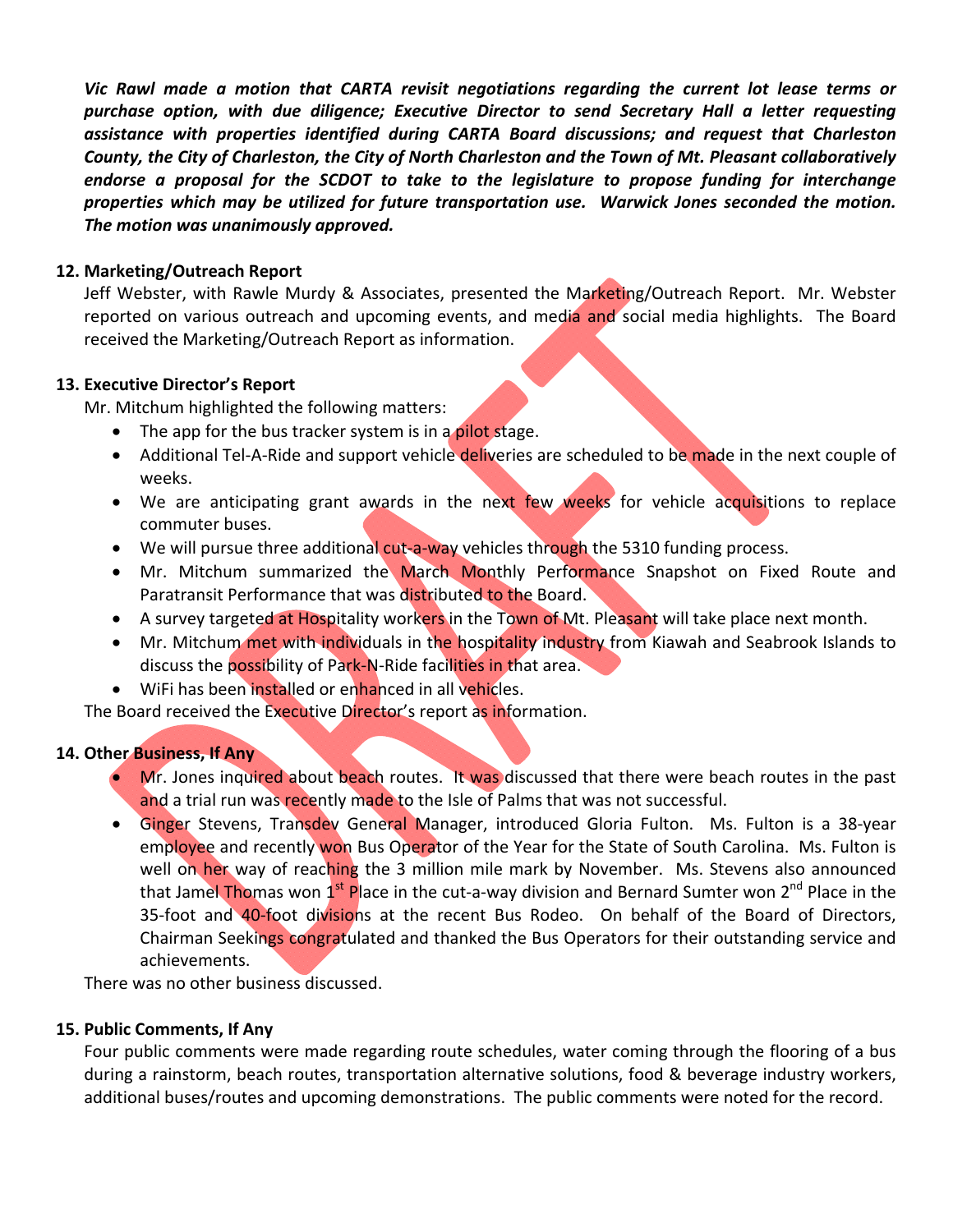***Vic Rawl made a motion that CARTA revisit negotiations regarding the current lot lease terms or purchase option, with due diligence; Executive Director to send Secretary Hall a letter requesting assistance with properties identified during CARTA Board discussions; and request that Charleston County, the City of Charleston, the City of North Charleston and the Town of Mt. Pleasant collaboratively endorse a proposal for the SCDOT to take to the legislature to propose funding for interchange properties which may be utilized for future transportation use. Warwick Jones seconded the motion. The motion was unanimously approved.***

**12. Marketing/Outreach Report**

Jeff Webster, with Rawle Murdy & Associates, presented the Marketing/Outreach Report. Mr. Webster reported on various outreach and upcoming events, and media and social media highlights. The Board received the Marketing/Outreach Report as information.

**13. Executive Director's Report**

Mr. Mitchum highlighted the following matters:

- The app for the bus tracker system is in a pilot stage.
- Additional Tel-A-Ride and support vehicle deliveries are scheduled to be made in the next couple of weeks.
- We are anticipating grant awards in the next few weeks for vehicle acquisitions to replace commuter buses.
- We will pursue three additional cut-a-way vehicles through the 5310 funding process.
- Mr. Mitchum summarized the March Monthly Performance Snapshot on Fixed Route and Paratransit Performance that was distributed to the Board.
- A survey targeted at Hospitality workers in the Town of Mt. Pleasant will take place next month.
- Mr. Mitchum met with individuals in the hospitality industry from Kiawah and Seabrook Islands to discuss the possibility of Park-N-Ride facilities in that area.
- WiFi has been installed or enhanced in all vehicles.

The Board received the Executive Director's report as information.

**14. Other Business, If Any**

- Mr. Jones inquired about beach routes. It was discussed that there were beach routes in the past and a trial run was recently made to the Isle of Palms that was not successful.
- Ginger Stevens, Transdev General Manager, introduced Gloria Fulton. Ms. Fulton is a 38-year employee and recently won Bus Operator of the Year for the State of South Carolina. Ms. Fulton is well on her way of reaching the 3 million mile mark by November. Ms. Stevens also announced that Jamel Thomas won 1st Place in the cut-a-way division and Bernard Sumter won 2nd Place in the 35-foot and 40-foot divisions at the recent Bus Rodeo. On behalf of the Board of Directors, Chairman Seekings congratulated and thanked the Bus Operators for their outstanding service and achievements.

There was no other business discussed.

**15. Public Comments, If Any**

Four public comments were made regarding route schedules, water coming through the flooring of a bus during a rainstorm, beach routes, transportation alternative solutions, food & beverage industry workers, additional buses/routes and upcoming demonstrations. The public comments were noted for the record.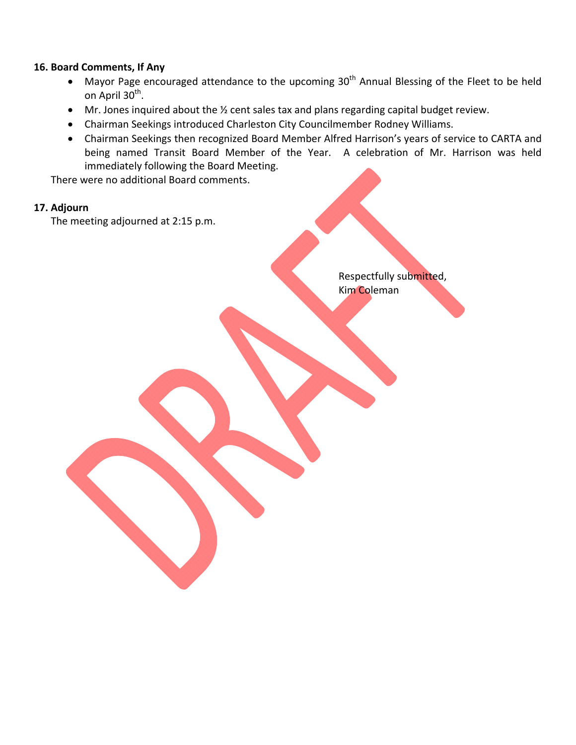**16. Board Comments, If Any**

- Mayor Page encouraged attendance to the upcoming 30th Annual Blessing of the Fleet to be held on April 30th.
- Mr. Jones inquired about the ½ cent sales tax and plans regarding capital budget review.
- Chairman Seekings introduced Charleston City Councilmember Rodney Williams.
- Chairman Seekings then recognized Board Member Alfred Harrison's years of service to CARTA and being named Transit Board Member of the Year. A celebration of Mr. Harrison was held immediately following the Board Meeting.

There were no additional Board comments.

**17. Adjourn**

The meeting adjourned at 2:15 p.m.

Respectfully submitted,
Kim Coleman

DRAFT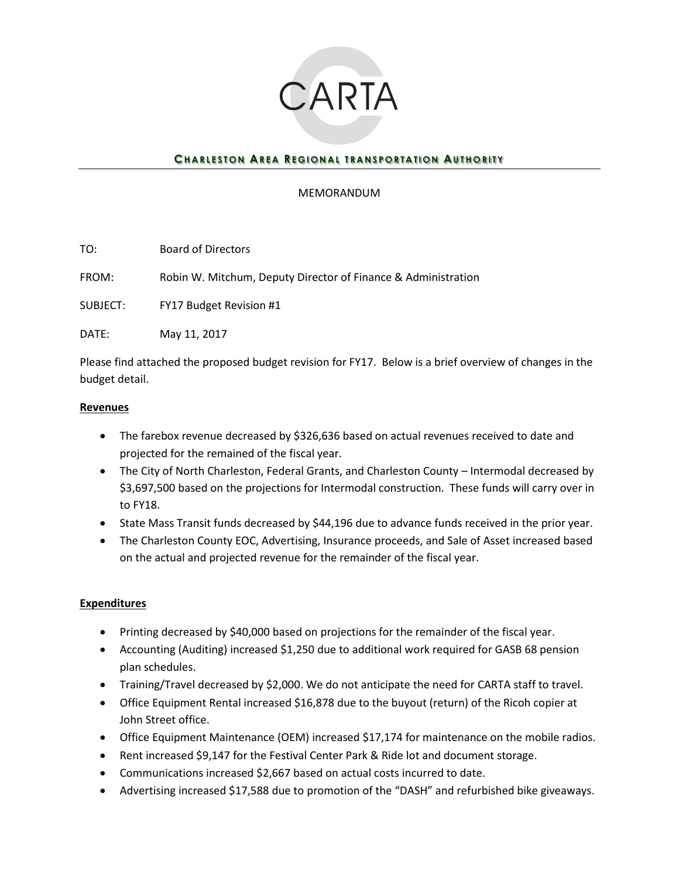CARTA

**CHARLESTON AREA REGIONAL TRANSPORTATION AUTHORITY**

---

MEMORANDUM

TO: Board of Directors

FROM: Robin W. Mitchum, Deputy Director of Finance & Administration

SUBJECT: FY17 Budget Revision #1

DATE: May 11, 2017

Please find attached the proposed budget revision for FY17. Below is a brief overview of changes in the budget detail.

**Revenues**

- The farebox revenue decreased by $326,636 based on actual revenues received to date and projected for the remained of the fiscal year.
- The City of North Charleston, Federal Grants, and Charleston County – Intermodal decreased by $3,697,500 based on the projections for Intermodal construction. These funds will carry over in to FY18.
- State Mass Transit funds decreased by $44,196 due to advance funds received in the prior year.
- The Charleston County EOC, Advertising, Insurance proceeds, and Sale of Asset increased based on the actual and projected revenue for the remainder of the fiscal year.

**Expenditures**

- Printing decreased by $40,000 based on projections for the remainder of the fiscal year.
- Accounting (Auditing) increased $1,250 due to additional work required for GASB 68 pension plan schedules.
- Training/Travel decreased by $2,000. We do not anticipate the need for CARTA staff to travel.
- Office Equipment Rental increased $16,878 due to the buyout (return) of the Ricoh copier at John Street office.
- Office Equipment Maintenance (OEM) increased $17,174 for maintenance on the mobile radios.
- Rent increased $9,147 for the Festival Center Park & Ride lot and document storage.
- Communications increased $2,667 based on actual costs incurred to date.
- Advertising increased $17,588 due to promotion of the "DASH" and refurbished bike giveaways.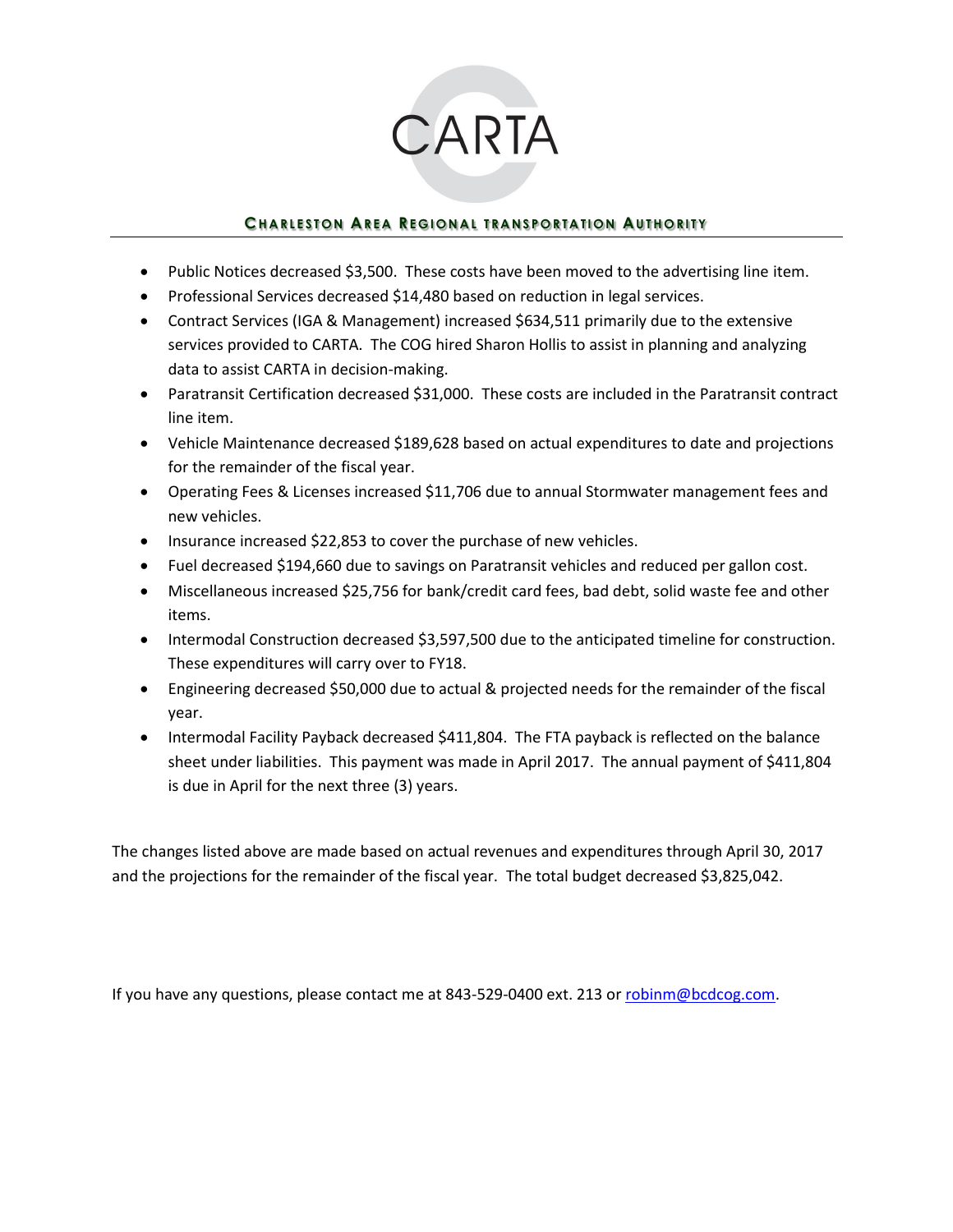# CARTA

**CHARLESTON AREA REGIONAL TRANSPORTATION AUTHORITY**

---

- Public Notices decreased $3,500. These costs have been moved to the advertising line item.
- Professional Services decreased $14,480 based on reduction in legal services.
- Contract Services (IGA & Management) increased $634,511 primarily due to the extensive services provided to CARTA. The COG hired Sharon Hollis to assist in planning and analyzing data to assist CARTA in decision-making.
- Paratransit Certification decreased $31,000. These costs are included in the Paratransit contract line item.
- Vehicle Maintenance decreased $189,628 based on actual expenditures to date and projections for the remainder of the fiscal year.
- Operating Fees & Licenses increased $11,706 due to annual Stormwater management fees and new vehicles.
- Insurance increased $22,853 to cover the purchase of new vehicles.
- Fuel decreased $194,660 due to savings on Paratransit vehicles and reduced per gallon cost.
- Miscellaneous increased $25,756 for bank/credit card fees, bad debt, solid waste fee and other items.
- Intermodal Construction decreased $3,597,500 due to the anticipated timeline for construction. These expenditures will carry over to FY18.
- Engineering decreased $50,000 due to actual & projected needs for the remainder of the fiscal year.
- Intermodal Facility Payback decreased $411,804. The FTA payback is reflected on the balance sheet under liabilities. This payment was made in April 2017. The annual payment of $411,804 is due in April for the next three (3) years.

The changes listed above are made based on actual revenues and expenditures through April 30, 2017 and the projections for the remainder of the fiscal year. The total budget decreased $3,825,042.

If you have any questions, please contact me at 843-529-0400 ext. 213 or robinm@bcdcog.com.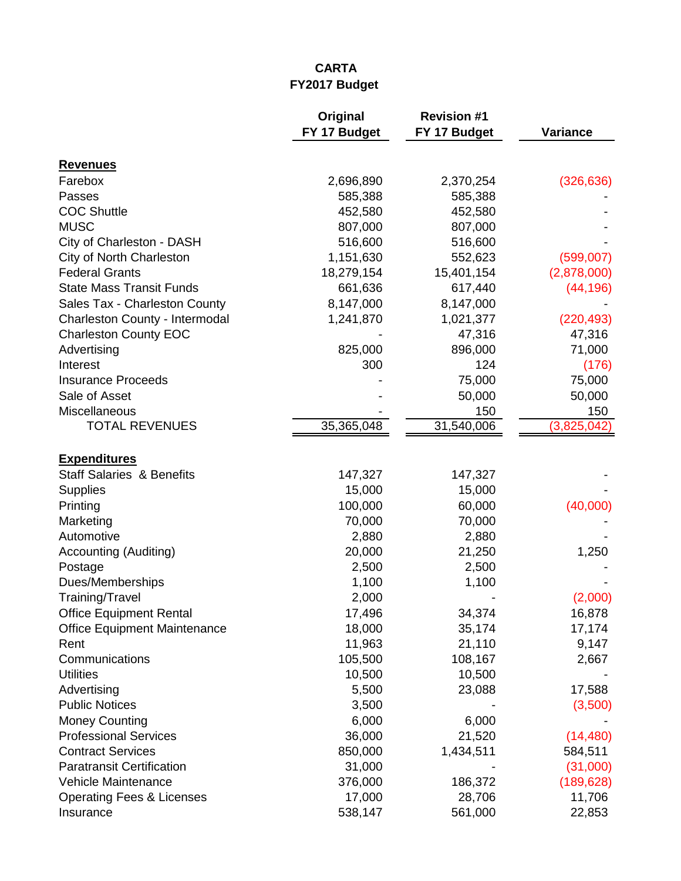**CARTA**
**FY2017 Budget**

| | Original FY 17 Budget | Revision #1 FY 17 Budget | Variance |
|---|---|---|---|
| **Revenues** | | | |
| Farebox | 2,696,890 | 2,370,254 | (326,636) |
| Passes | 585,388 | 585,388 | - |
| COC Shuttle | 452,580 | 452,580 | - |
| MUSC | 807,000 | 807,000 | - |
| City of Charleston - DASH | 516,600 | 516,600 | - |
| City of North Charleston | 1,151,630 | 552,623 | (599,007) |
| Federal Grants | 18,279,154 | 15,401,154 | (2,878,000) |
| State Mass Transit Funds | 661,636 | 617,440 | (44,196) |
| Sales Tax - Charleston County | 8,147,000 | 8,147,000 | - |
| Charleston County - Intermodal | 1,241,870 | 1,021,377 | (220,493) |
| Charleston County EOC | - | 47,316 | 47,316 |
| Advertising | 825,000 | 896,000 | 71,000 |
| Interest | 300 | 124 | (176) |
| Insurance Proceeds | - | 75,000 | 75,000 |
| Sale of Asset | - | 50,000 | 50,000 |
| Miscellaneous | - | 150 | 150 |
| TOTAL REVENUES | 35,365,048 | 31,540,006 | (3,825,042) |
| | | | |
| **Expenditures** | | | |
| Staff Salaries & Benefits | 147,327 | 147,327 | - |
| Supplies | 15,000 | 15,000 | - |
| Printing | 100,000 | 60,000 | (40,000) |
| Marketing | 70,000 | 70,000 | - |
| Automotive | 2,880 | 2,880 | - |
| Accounting (Auditing) | 20,000 | 21,250 | 1,250 |
| Postage | 2,500 | 2,500 | - |
| Dues/Memberships | 1,100 | 1,100 | - |
| Training/Travel | 2,000 | - | (2,000) |
| Office Equipment Rental | 17,496 | 34,374 | 16,878 |
| Office Equipment Maintenance | 18,000 | 35,174 | 17,174 |
| Rent | 11,963 | 21,110 | 9,147 |
| Communications | 105,500 | 108,167 | 2,667 |
| Utilities | 10,500 | 10,500 | - |
| Advertising | 5,500 | 23,088 | 17,588 |
| Public Notices | 3,500 | - | (3,500) |
| Money Counting | 6,000 | 6,000 | - |
| Professional Services | 36,000 | 21,520 | (14,480) |
| Contract Services | 850,000 | 1,434,511 | 584,511 |
| Paratransit Certification | 31,000 | - | (31,000) |
| Vehicle Maintenance | 376,000 | 186,372 | (189,628) |
| Operating Fees & Licenses | 17,000 | 28,706 | 11,706 |
| Insurance | 538,147 | 561,000 | 22,853 |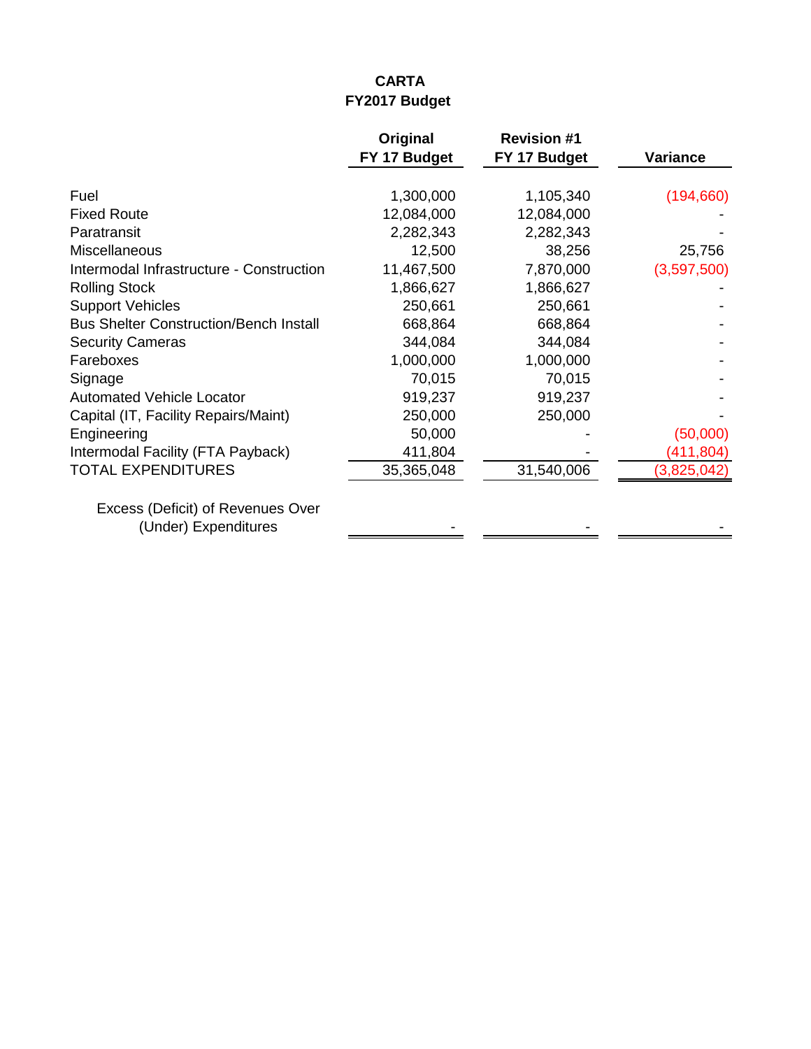**CARTA**
**FY2017 Budget**

| | Original FY 17 Budget | Revision #1 FY 17 Budget | Variance |
|---|---|---|---|
| Fuel | 1,300,000 | 1,105,340 | (194,660) |
| Fixed Route | 12,084,000 | 12,084,000 | - |
| Paratransit | 2,282,343 | 2,282,343 | - |
| Miscellaneous | 12,500 | 38,256 | 25,756 |
| Intermodal Infrastructure - Construction | 11,467,500 | 7,870,000 | (3,597,500) |
| Rolling Stock | 1,866,627 | 1,866,627 | - |
| Support Vehicles | 250,661 | 250,661 | - |
| Bus Shelter Construction/Bench Install | 668,864 | 668,864 | - |
| Security Cameras | 344,084 | 344,084 | - |
| Fareboxes | 1,000,000 | 1,000,000 | - |
| Signage | 70,015 | 70,015 | - |
| Automated Vehicle Locator | 919,237 | 919,237 | - |
| Capital (IT, Facility Repairs/Maint) | 250,000 | 250,000 | - |
| Engineering | 50,000 | - | (50,000) |
| Intermodal Facility (FTA Payback) | 411,804 | - | (411,804) |
| TOTAL EXPENDITURES | 35,365,048 | 31,540,006 | (3,825,042) |
| Excess (Deficit) of Revenues Over (Under) Expenditures | - | - | - |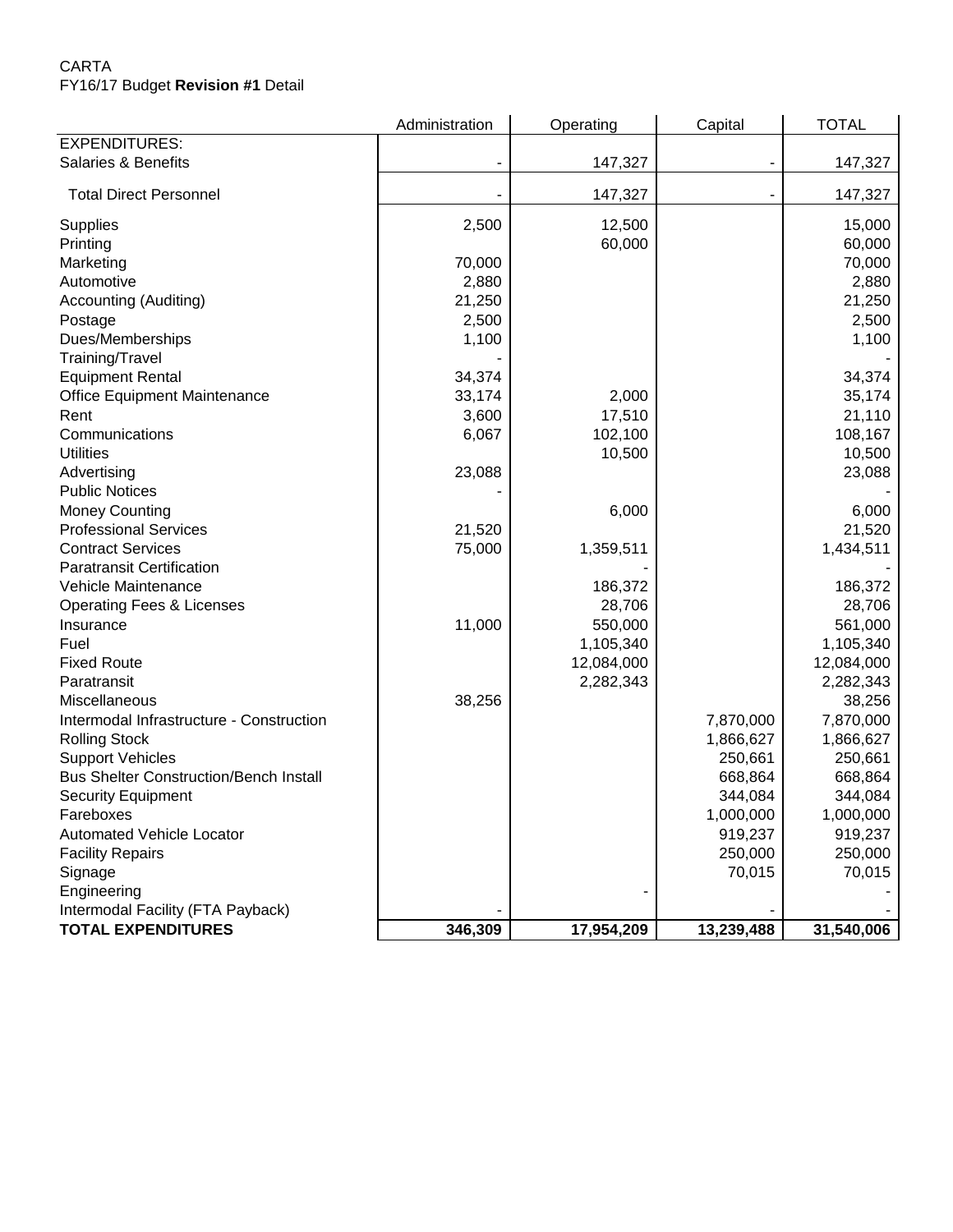CARTA
FY16/17 Budget **Revision #1** Detail

| | Administration | Operating | Capital | TOTAL |
|---|---|---|---|---|
| EXPENDITURES: | | | | |
| Salaries & Benefits | - | 147,327 | - | 147,327 |
| Total Direct Personnel | - | 147,327 | - | 147,327 |
| Supplies | 2,500 | 12,500 | | 15,000 |
| Printing | | 60,000 | | 60,000 |
| Marketing | 70,000 | | | 70,000 |
| Automotive | 2,880 | | | 2,880 |
| Accounting (Auditing) | 21,250 | | | 21,250 |
| Postage | 2,500 | | | 2,500 |
| Dues/Memberships | 1,100 | | | 1,100 |
| Training/Travel | - | | | - |
| Equipment Rental | 34,374 | | | 34,374 |
| Office Equipment Maintenance | 33,174 | 2,000 | | 35,174 |
| Rent | 3,600 | 17,510 | | 21,110 |
| Communications | 6,067 | 102,100 | | 108,167 |
| Utilities | | 10,500 | | 10,500 |
| Advertising | 23,088 | | | 23,088 |
| Public Notices | - | | | - |
| Money Counting | | 6,000 | | 6,000 |
| Professional Services | 21,520 | | | 21,520 |
| Contract Services | 75,000 | 1,359,511 | | 1,434,511 |
| Paratransit Certification | | - | | - |
| Vehicle Maintenance | | 186,372 | | 186,372 |
| Operating Fees & Licenses | | 28,706 | | 28,706 |
| Insurance | 11,000 | 550,000 | | 561,000 |
| Fuel | | 1,105,340 | | 1,105,340 |
| Fixed Route | | 12,084,000 | | 12,084,000 |
| Paratransit | | 2,282,343 | | 2,282,343 |
| Miscellaneous | 38,256 | | | 38,256 |
| Intermodal Infrastructure - Construction | | | 7,870,000 | 7,870,000 |
| Rolling Stock | | | 1,866,627 | 1,866,627 |
| Support Vehicles | | | 250,661 | 250,661 |
| Bus Shelter Construction/Bench Install | | | 668,864 | 668,864 |
| Security Equipment | | | 344,084 | 344,084 |
| Fareboxes | | | 1,000,000 | 1,000,000 |
| Automated Vehicle Locator | | | 919,237 | 919,237 |
| Facility Repairs | | | 250,000 | 250,000 |
| Signage | | | 70,015 | 70,015 |
| Engineering | | - | | - |
| Intermodal Facility (FTA Payback) | - | | - | - |
| **TOTAL EXPENDITURES** | **346,309** | **17,954,209** | **13,239,488** | **31,540,006** |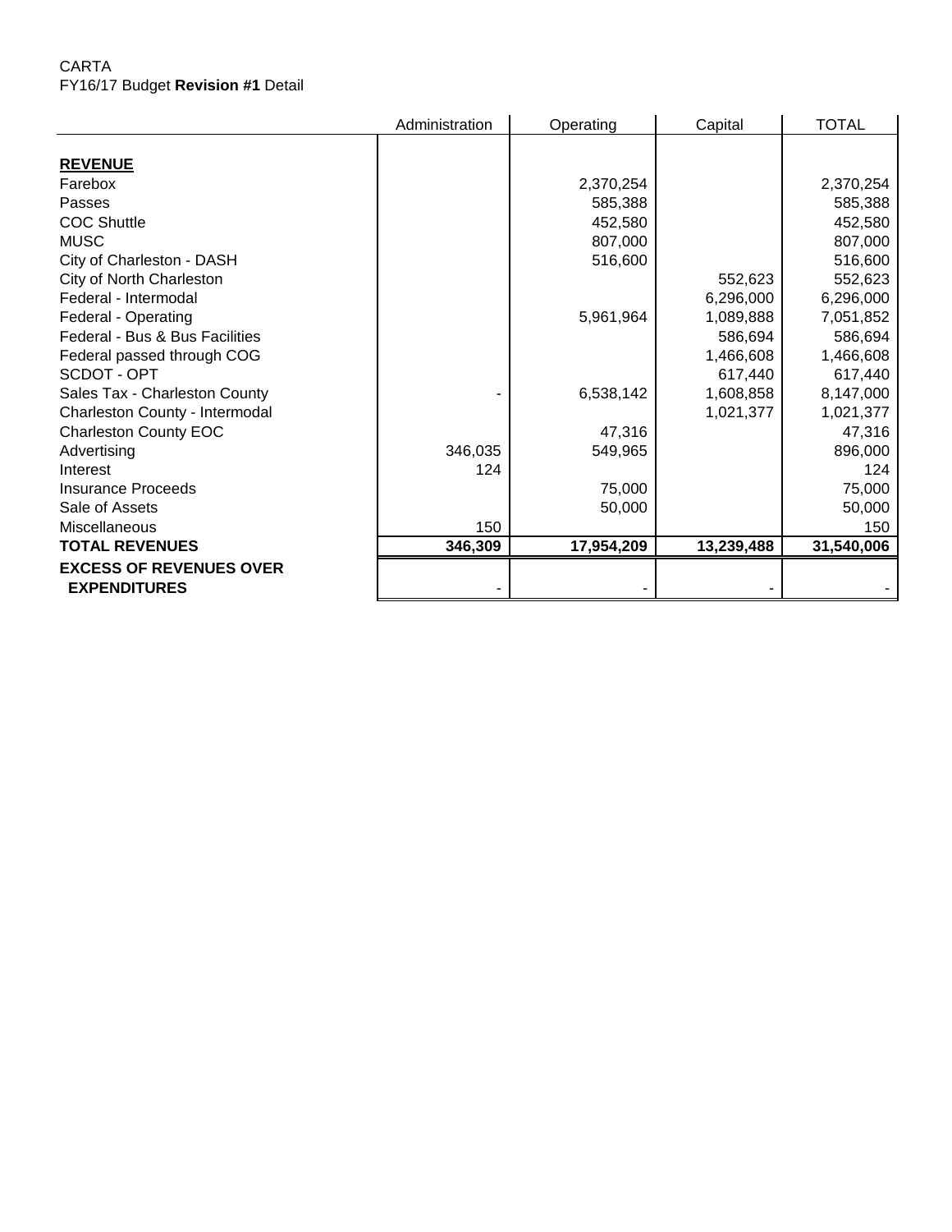CARTA
FY16/17 Budget **Revision #1** Detail

| | Administration | Operating | Capital | TOTAL |
|---|---|---|---|---|
| **REVENUE** | | | | |
| Farebox | | 2,370,254 | | 2,370,254 |
| Passes | | 585,388 | | 585,388 |
| COC Shuttle | | 452,580 | | 452,580 |
| MUSC | | 807,000 | | 807,000 |
| City of Charleston - DASH | | 516,600 | | 516,600 |
| City of North Charleston | | | 552,623 | 552,623 |
| Federal - Intermodal | | | 6,296,000 | 6,296,000 |
| Federal - Operating | | 5,961,964 | 1,089,888 | 7,051,852 |
| Federal - Bus & Bus Facilities | | | 586,694 | 586,694 |
| Federal passed through COG | | | 1,466,608 | 1,466,608 |
| SCDOT - OPT | | | 617,440 | 617,440 |
| Sales Tax - Charleston County | - | 6,538,142 | 1,608,858 | 8,147,000 |
| Charleston County - Intermodal | | | 1,021,377 | 1,021,377 |
| Charleston County EOC | | 47,316 | | 47,316 |
| Advertising | 346,035 | 549,965 | | 896,000 |
| Interest | 124 | | | 124 |
| Insurance Proceeds | | 75,000 | | 75,000 |
| Sale of Assets | | 50,000 | | 50,000 |
| Miscellaneous | 150 | | | 150 |
| **TOTAL REVENUES** | **346,309** | **17,954,209** | **13,239,488** | **31,540,006** |
| **EXCESS OF REVENUES OVER EXPENDITURES** | - | - | - | - |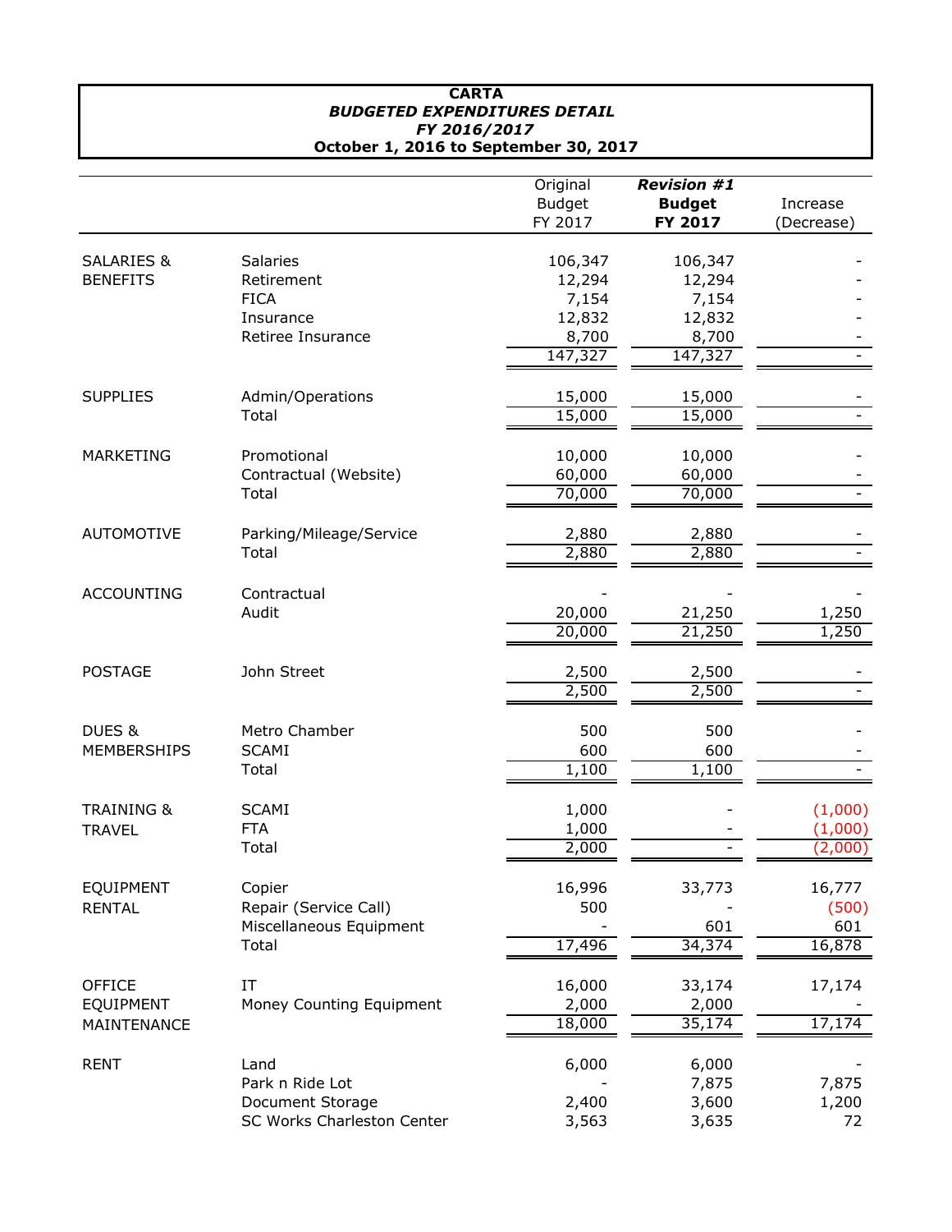**CARTA**
***BUDGETED EXPENDITURES DETAIL***
***FY 2016/2017***
**October 1, 2016 to September 30, 2017**

| | | Original Budget FY 2017 | ***Revision #1* Budget FY 2017** | Increase (Decrease) |
|---|---|---|---|---|
| SALARIES & BENEFITS | Salaries | 106,347 | 106,347 | - |
| | Retirement | 12,294 | 12,294 | - |
| | FICA | 7,154 | 7,154 | - |
| | Insurance | 12,832 | 12,832 | - |
| | Retiree Insurance | 8,700 | 8,700 | - |
| | | 147,327 | 147,327 | - |
| SUPPLIES | Admin/Operations | 15,000 | 15,000 | - |
| | Total | 15,000 | 15,000 | - |
| MARKETING | Promotional | 10,000 | 10,000 | - |
| | Contractual (Website) | 60,000 | 60,000 | - |
| | Total | 70,000 | 70,000 | - |
| AUTOMOTIVE | Parking/Mileage/Service | 2,880 | 2,880 | - |
| | Total | 2,880 | 2,880 | - |
| ACCOUNTING | Contractual | - | - | - |
| | Audit | 20,000 | 21,250 | 1,250 |
| | | 20,000 | 21,250 | 1,250 |
| POSTAGE | John Street | 2,500 | 2,500 | - |
| | | 2,500 | 2,500 | - |
| DUES & MEMBERSHIPS | Metro Chamber | 500 | 500 | - |
| | SCAMI | 600 | 600 | - |
| | Total | 1,100 | 1,100 | - |
| TRAINING & TRAVEL | SCAMI | 1,000 | - | (1,000) |
| | FTA | 1,000 | - | (1,000) |
| | Total | 2,000 | - | (2,000) |
| EQUIPMENT RENTAL | Copier | 16,996 | 33,773 | 16,777 |
| | Repair (Service Call) | 500 | - | (500) |
| | Miscellaneous Equipment | - | 601 | 601 |
| | Total | 17,496 | 34,374 | 16,878 |
| OFFICE EQUIPMENT MAINTENANCE | IT | 16,000 | 33,174 | 17,174 |
| | Money Counting Equipment | 2,000 | 2,000 | - |
| | | 18,000 | 35,174 | 17,174 |
| RENT | Land | 6,000 | 6,000 | - |
| | Park n Ride Lot | - | 7,875 | 7,875 |
| | Document Storage | 2,400 | 3,600 | 1,200 |
| | SC Works Charleston Center | 3,563 | 3,635 | 72 |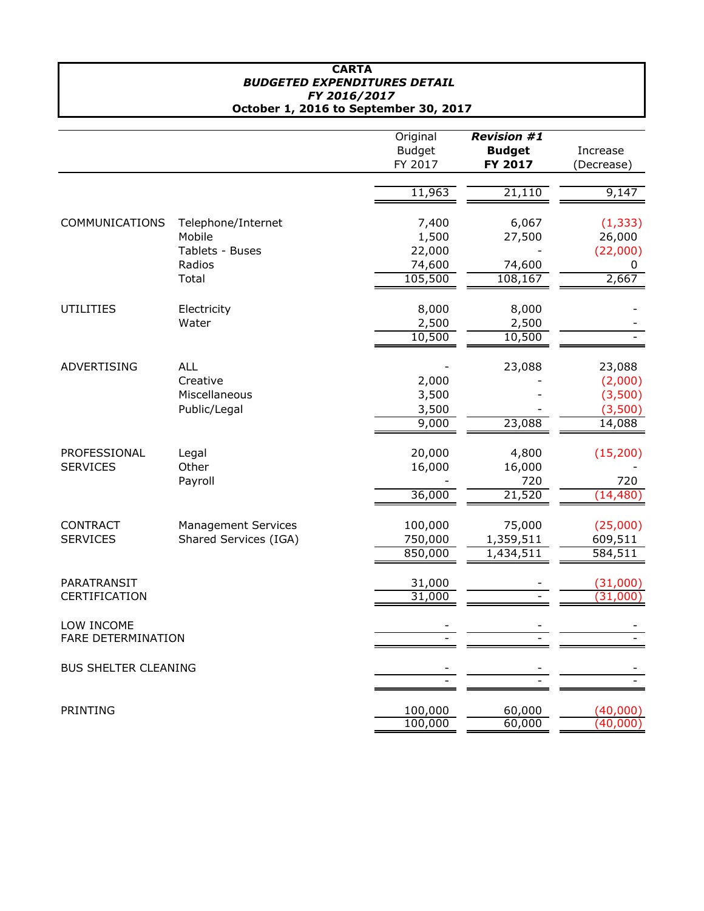**CARTA**
***BUDGETED EXPENDITURES DETAIL***
***FY 2016/2017***
**October 1, 2016 to September 30, 2017**

| | | Original Budget FY 2017 | ***Revision #1* Budget FY 2017** | Increase (Decrease) |
|---|---|---|---|---|
| | | 11,963 | 21,110 | 9,147 |
| COMMUNICATIONS | Telephone/Internet | 7,400 | 6,067 | (1,333) |
| | Mobile | 1,500 | 27,500 | 26,000 |
| | Tablets - Buses | 22,000 | - | (22,000) |
| | Radios | 74,600 | 74,600 | 0 |
| | Total | 105,500 | 108,167 | 2,667 |
| UTILITIES | Electricity | 8,000 | 8,000 | - |
| | Water | 2,500 | 2,500 | - |
| | | 10,500 | 10,500 | - |
| ADVERTISING | ALL | - | 23,088 | 23,088 |
| | Creative | 2,000 | - | (2,000) |
| | Miscellaneous | 3,500 | - | (3,500) |
| | Public/Legal | 3,500 | - | (3,500) |
| | | 9,000 | 23,088 | 14,088 |
| PROFESSIONAL SERVICES | Legal | 20,000 | 4,800 | (15,200) |
| | Other | 16,000 | 16,000 | - |
| | Payroll | - | 720 | 720 |
| | | 36,000 | 21,520 | (14,480) |
| CONTRACT SERVICES | Management Services | 100,000 | 75,000 | (25,000) |
| | Shared Services (IGA) | 750,000 | 1,359,511 | 609,511 |
| | | 850,000 | 1,434,511 | 584,511 |
| PARATRANSIT CERTIFICATION | | 31,000 | - | (31,000) |
| | | 31,000 | - | (31,000) |
| LOW INCOME FARE DETERMINATION | | - | - | - |
| | | - | - | - |
| BUS SHELTER CLEANING | | - | - | - |
| | | - | - | - |
| PRINTING | | 100,000 | 60,000 | (40,000) |
| | | 100,000 | 60,000 | (40,000) |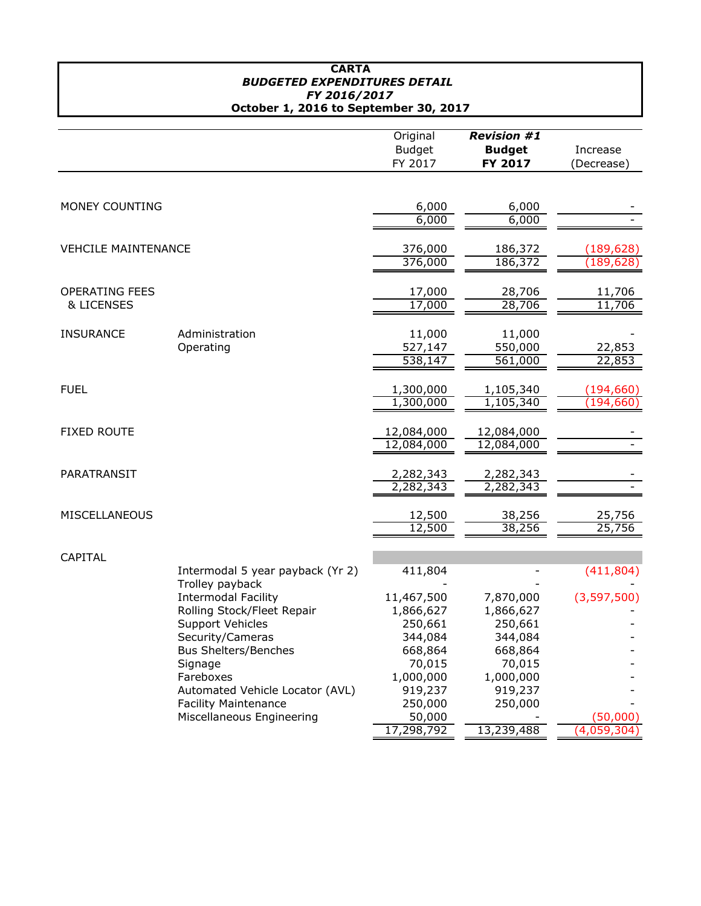**CARTA**
***BUDGETED EXPENDITURES DETAIL***
***FY 2016/2017***
**October 1, 2016 to September 30, 2017**

| | | Original Budget FY 2017 | ***Revision #1*** **Budget FY 2017** | Increase (Decrease) |
|---|---|---|---|---|
| MONEY COUNTING | | 6,000 | 6,000 | - |
| | | 6,000 | 6,000 | - |
| VEHCILE MAINTENANCE | | 376,000 | 186,372 | (189,628) |
| | | 376,000 | 186,372 | (189,628) |
| OPERATING FEES & LICENSES | | 17,000 | 28,706 | 11,706 |
| | | 17,000 | 28,706 | 11,706 |
| INSURANCE | Administration | 11,000 | 11,000 | - |
| | Operating | 527,147 | 550,000 | 22,853 |
| | | 538,147 | 561,000 | 22,853 |
| FUEL | | 1,300,000 | 1,105,340 | (194,660) |
| | | 1,300,000 | 1,105,340 | (194,660) |
| FIXED ROUTE | | 12,084,000 | 12,084,000 | - |
| | | 12,084,000 | 12,084,000 | - |
| PARATRANSIT | | 2,282,343 | 2,282,343 | - |
| | | 2,282,343 | 2,282,343 | - |
| MISCELLANEOUS | | 12,500 | 38,256 | 25,756 |
| | | 12,500 | 38,256 | 25,756 |
| CAPITAL | | | | |
| | Intermodal 5 year payback (Yr 2) | 411,804 | - | (411,804) |
| | Trolley payback | - | - | - |
| | Intermodal Facility | 11,467,500 | 7,870,000 | (3,597,500) |
| | Rolling Stock/Fleet Repair | 1,866,627 | 1,866,627 | - |
| | Support Vehicles | 250,661 | 250,661 | - |
| | Security/Cameras | 344,084 | 344,084 | - |
| | Bus Shelters/Benches | 668,864 | 668,864 | - |
| | Signage | 70,015 | 70,015 | - |
| | Fareboxes | 1,000,000 | 1,000,000 | - |
| | Automated Vehicle Locator (AVL) | 919,237 | 919,237 | - |
| | Facility Maintenance | 250,000 | 250,000 | - |
| | Miscellaneous Engineering | 50,000 | - | (50,000) |
| | | 17,298,792 | 13,239,488 | (4,059,304) |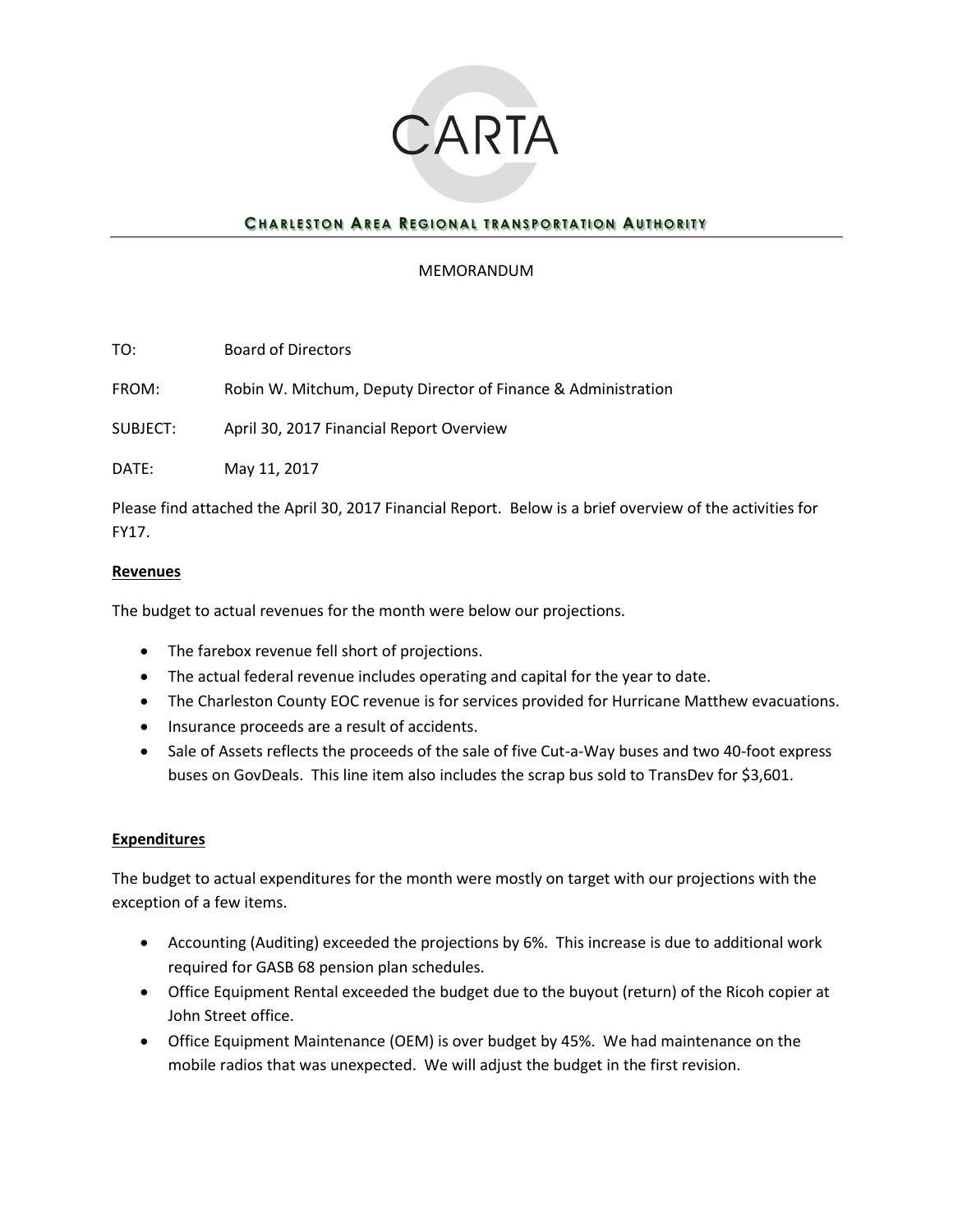CARTA

**CHARLESTON AREA REGIONAL TRANSPORTATION AUTHORITY**

MEMORANDUM

TO: Board of Directors

FROM: Robin W. Mitchum, Deputy Director of Finance & Administration

SUBJECT: April 30, 2017 Financial Report Overview

DATE: May 11, 2017

Please find attached the April 30, 2017 Financial Report. Below is a brief overview of the activities for FY17.

**Revenues**

The budget to actual revenues for the month were below our projections.

- The farebox revenue fell short of projections.
- The actual federal revenue includes operating and capital for the year to date.
- The Charleston County EOC revenue is for services provided for Hurricane Matthew evacuations.
- Insurance proceeds are a result of accidents.
- Sale of Assets reflects the proceeds of the sale of five Cut-a-Way buses and two 40-foot express buses on GovDeals. This line item also includes the scrap bus sold to TransDev for $3,601.

**Expenditures**

The budget to actual expenditures for the month were mostly on target with our projections with the exception of a few items.

- Accounting (Auditing) exceeded the projections by 6%. This increase is due to additional work required for GASB 68 pension plan schedules.
- Office Equipment Rental exceeded the budget due to the buyout (return) of the Ricoh copier at John Street office.
- Office Equipment Maintenance (OEM) is over budget by 45%. We had maintenance on the mobile radios that was unexpected. We will adjust the budget in the first revision.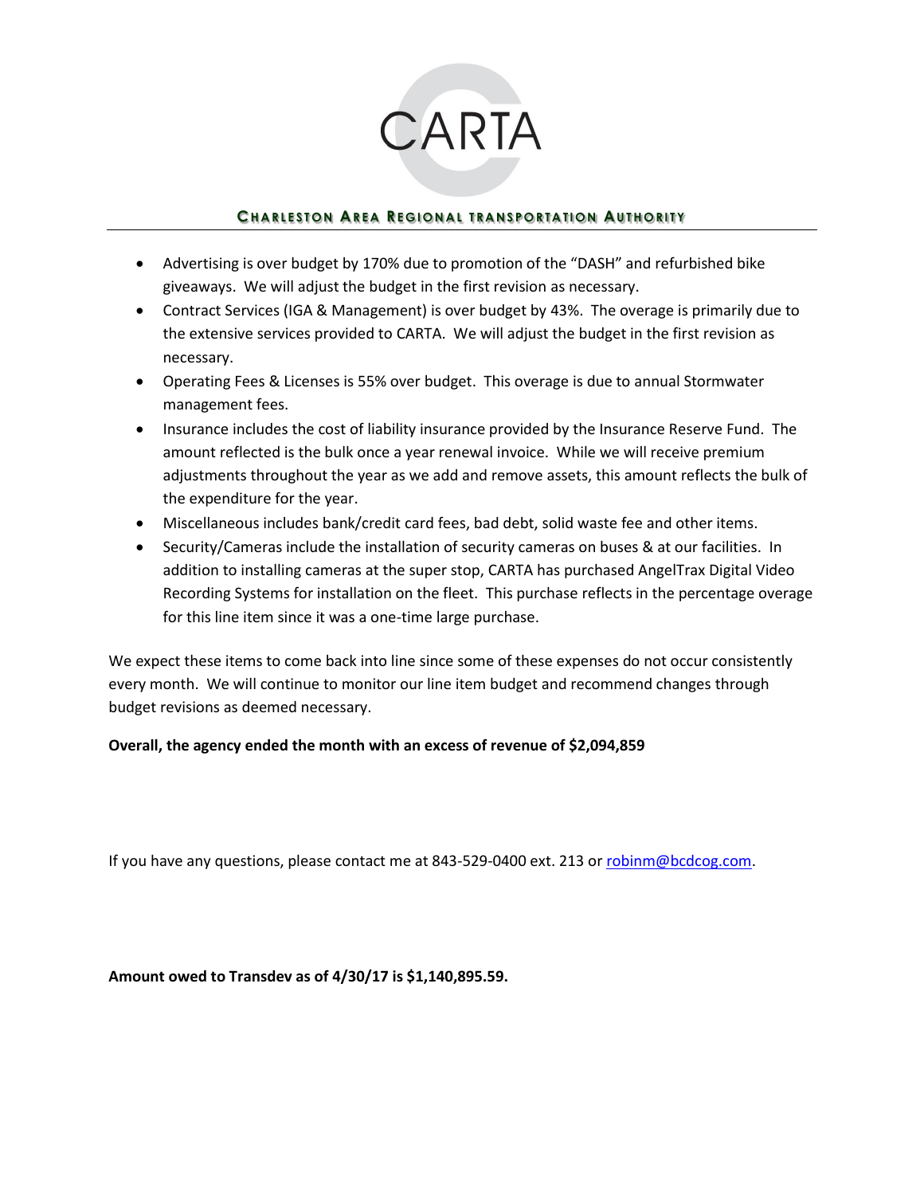CARTA

CHARLESTON AREA REGIONAL TRANSPORTATION AUTHORITY

- Advertising is over budget by 170% due to promotion of the "DASH" and refurbished bike giveaways. We will adjust the budget in the first revision as necessary.
- Contract Services (IGA & Management) is over budget by 43%. The overage is primarily due to the extensive services provided to CARTA. We will adjust the budget in the first revision as necessary.
- Operating Fees & Licenses is 55% over budget. This overage is due to annual Stormwater management fees.
- Insurance includes the cost of liability insurance provided by the Insurance Reserve Fund. The amount reflected is the bulk once a year renewal invoice. While we will receive premium adjustments throughout the year as we add and remove assets, this amount reflects the bulk of the expenditure for the year.
- Miscellaneous includes bank/credit card fees, bad debt, solid waste fee and other items.
- Security/Cameras include the installation of security cameras on buses & at our facilities. In addition to installing cameras at the super stop, CARTA has purchased AngelTrax Digital Video Recording Systems for installation on the fleet. This purchase reflects in the percentage overage for this line item since it was a one-time large purchase.

We expect these items to come back into line since some of these expenses do not occur consistently every month. We will continue to monitor our line item budget and recommend changes through budget revisions as deemed necessary.

**Overall, the agency ended the month with an excess of revenue of $2,094,859**

If you have any questions, please contact me at 843-529-0400 ext. 213 or robinm@bcdcog.com.

**Amount owed to Transdev as of 4/30/17 is $1,140,895.59.**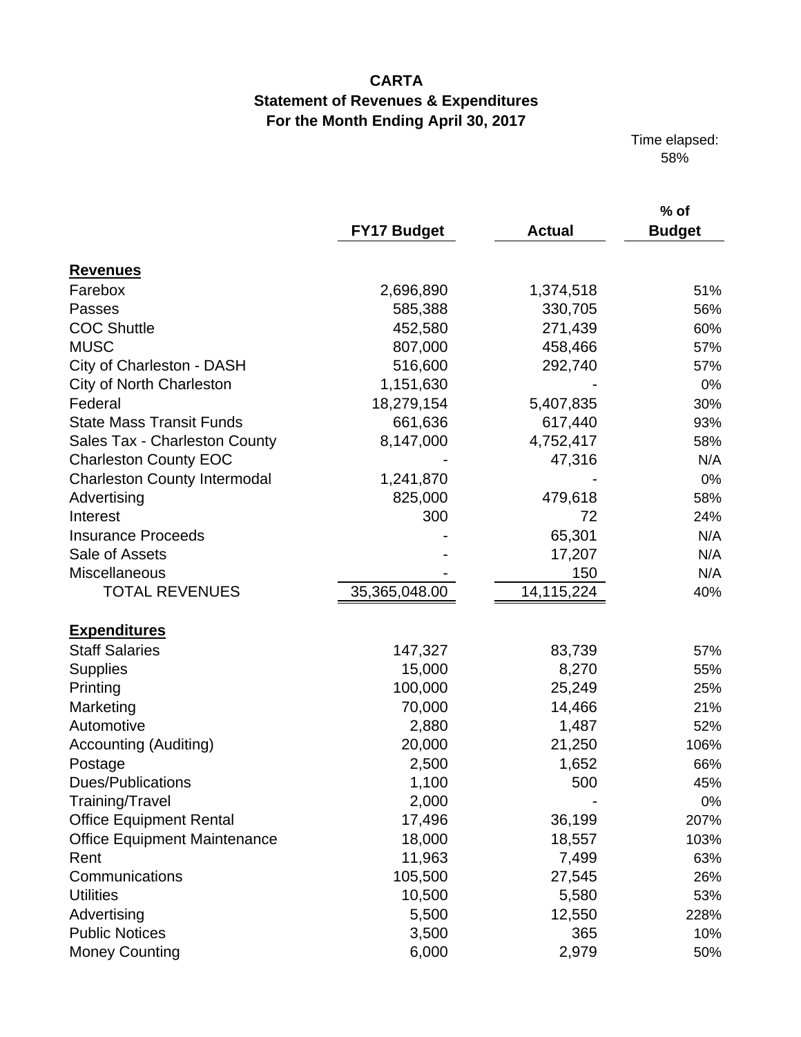**CARTA**
**Statement of Revenues & Expenditures**
**For the Month Ending April 30, 2017**

Time elapsed: 58%

| | FY17 Budget | Actual | % of Budget |
|---|---|---|---|
| **Revenues** | | | |
| Farebox | 2,696,890 | 1,374,518 | 51% |
| Passes | 585,388 | 330,705 | 56% |
| COC Shuttle | 452,580 | 271,439 | 60% |
| MUSC | 807,000 | 458,466 | 57% |
| City of Charleston - DASH | 516,600 | 292,740 | 57% |
| City of North Charleston | 1,151,630 | - | 0% |
| Federal | 18,279,154 | 5,407,835 | 30% |
| State Mass Transit Funds | 661,636 | 617,440 | 93% |
| Sales Tax - Charleston County | 8,147,000 | 4,752,417 | 58% |
| Charleston County EOC | - | 47,316 | N/A |
| Charleston County Intermodal | 1,241,870 | - | 0% |
| Advertising | 825,000 | 479,618 | 58% |
| Interest | 300 | 72 | 24% |
| Insurance Proceeds | - | 65,301 | N/A |
| Sale of Assets | - | 17,207 | N/A |
| Miscellaneous | - | 150 | N/A |
| TOTAL REVENUES | 35,365,048.00 | 14,115,224 | 40% |
| **Expenditures** | | | |
| Staff Salaries | 147,327 | 83,739 | 57% |
| Supplies | 15,000 | 8,270 | 55% |
| Printing | 100,000 | 25,249 | 25% |
| Marketing | 70,000 | 14,466 | 21% |
| Automotive | 2,880 | 1,487 | 52% |
| Accounting (Auditing) | 20,000 | 21,250 | 106% |
| Postage | 2,500 | 1,652 | 66% |
| Dues/Publications | 1,100 | 500 | 45% |
| Training/Travel | 2,000 | - | 0% |
| Office Equipment Rental | 17,496 | 36,199 | 207% |
| Office Equipment Maintenance | 18,000 | 18,557 | 103% |
| Rent | 11,963 | 7,499 | 63% |
| Communications | 105,500 | 27,545 | 26% |
| Utilities | 10,500 | 5,580 | 53% |
| Advertising | 5,500 | 12,550 | 228% |
| Public Notices | 3,500 | 365 | 10% |
| Money Counting | 6,000 | 2,979 | 50% |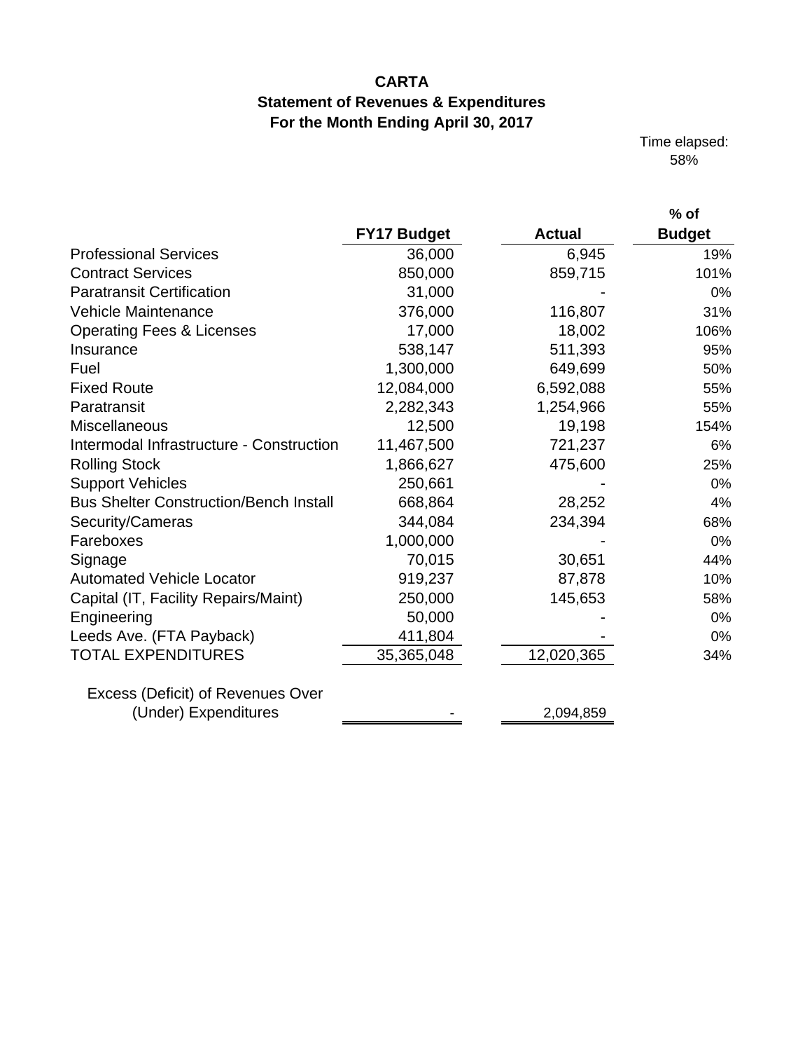**CARTA**
**Statement of Revenues & Expenditures**
**For the Month Ending April 30, 2017**

Time elapsed: 58%

| | FY17 Budget | Actual | % of Budget |
|---|---|---|---|
| Professional Services | 36,000 | 6,945 | 19% |
| Contract Services | 850,000 | 859,715 | 101% |
| Paratransit Certification | 31,000 | - | 0% |
| Vehicle Maintenance | 376,000 | 116,807 | 31% |
| Operating Fees & Licenses | 17,000 | 18,002 | 106% |
| Insurance | 538,147 | 511,393 | 95% |
| Fuel | 1,300,000 | 649,699 | 50% |
| Fixed Route | 12,084,000 | 6,592,088 | 55% |
| Paratransit | 2,282,343 | 1,254,966 | 55% |
| Miscellaneous | 12,500 | 19,198 | 154% |
| Intermodal Infrastructure - Construction | 11,467,500 | 721,237 | 6% |
| Rolling Stock | 1,866,627 | 475,600 | 25% |
| Support Vehicles | 250,661 | - | 0% |
| Bus Shelter Construction/Bench Install | 668,864 | 28,252 | 4% |
| Security/Cameras | 344,084 | 234,394 | 68% |
| Fareboxes | 1,000,000 | - | 0% |
| Signage | 70,015 | 30,651 | 44% |
| Automated Vehicle Locator | 919,237 | 87,878 | 10% |
| Capital (IT, Facility Repairs/Maint) | 250,000 | 145,653 | 58% |
| Engineering | 50,000 | - | 0% |
| Leeds Ave. (FTA Payback) | 411,804 | - | 0% |
| TOTAL EXPENDITURES | 35,365,048 | 12,020,365 | 34% |
| | | | |
| Excess (Deficit) of Revenues Over (Under) Expenditures | - | 2,094,859 | |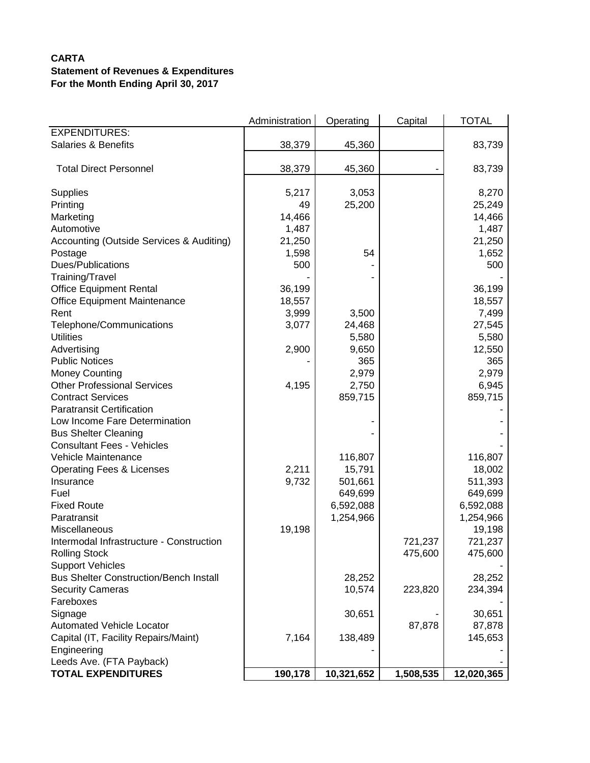**CARTA**
**Statement of Revenues & Expenditures**
**For the Month Ending April 30, 2017**

| | Administration | Operating | Capital | TOTAL |
|---|---|---|---|---|
| EXPENDITURES: | | | | |
| Salaries & Benefits | 38,379 | 45,360 | | 83,739 |
| Total Direct Personnel | 38,379 | 45,360 | - | 83,739 |
| Supplies | 5,217 | 3,053 | | 8,270 |
| Printing | 49 | 25,200 | | 25,249 |
| Marketing | 14,466 | | | 14,466 |
| Automotive | 1,487 | | | 1,487 |
| Accounting (Outside Services & Auditing) | 21,250 | | | 21,250 |
| Postage | 1,598 | 54 | | 1,652 |
| Dues/Publications | 500 | - | | 500 |
| Training/Travel | - | - | | - |
| Office Equipment Rental | 36,199 | | | 36,199 |
| Office Equipment Maintenance | 18,557 | | | 18,557 |
| Rent | 3,999 | 3,500 | | 7,499 |
| Telephone/Communications | 3,077 | 24,468 | | 27,545 |
| Utilities | | 5,580 | | 5,580 |
| Advertising | 2,900 | 9,650 | | 12,550 |
| Public Notices | - | 365 | | 365 |
| Money Counting | | 2,979 | | 2,979 |
| Other Professional Services | 4,195 | 2,750 | | 6,945 |
| Contract Services | | 859,715 | | 859,715 |
| Paratransit Certification | | | | - |
| Low Income Fare Determination | | - | | - |
| Bus Shelter Cleaning | | - | | - |
| Consultant Fees - Vehicles | | | | - |
| Vehicle Maintenance | | 116,807 | | 116,807 |
| Operating Fees & Licenses | 2,211 | 15,791 | | 18,002 |
| Insurance | 9,732 | 501,661 | | 511,393 |
| Fuel | | 649,699 | | 649,699 |
| Fixed Route | | 6,592,088 | | 6,592,088 |
| Paratransit | | 1,254,966 | | 1,254,966 |
| Miscellaneous | 19,198 | | | 19,198 |
| Intermodal Infrastructure - Construction | | | 721,237 | 721,237 |
| Rolling Stock | | | 475,600 | 475,600 |
| Support Vehicles | | | | - |
| Bus Shelter Construction/Bench Install | | 28,252 | | 28,252 |
| Security Cameras | | 10,574 | 223,820 | 234,394 |
| Fareboxes | | | | - |
| Signage | | 30,651 | - | 30,651 |
| Automated Vehicle Locator | | | 87,878 | 87,878 |
| Capital (IT, Facility Repairs/Maint) | 7,164 | 138,489 | | 145,653 |
| Engineering | | - | | - |
| Leeds Ave. (FTA Payback) | | | | - |
| **TOTAL EXPENDITURES** | **190,178** | **10,321,652** | **1,508,535** | **12,020,365** |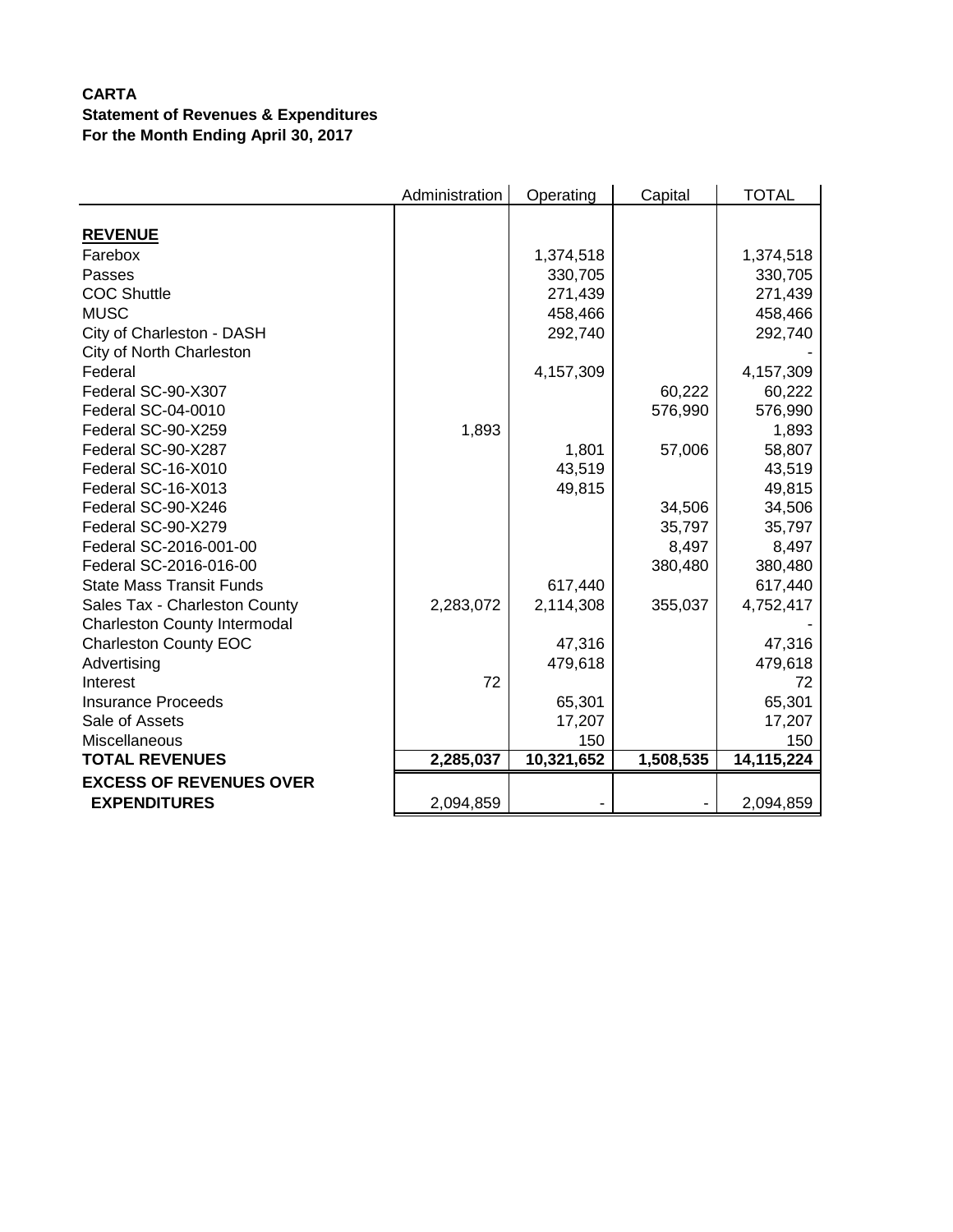**CARTA**
**Statement of Revenues & Expenditures**
**For the Month Ending April 30, 2017**

| | Administration | Operating | Capital | TOTAL |
|---|---|---|---|---|
| **REVENUE** | | | | |
| Farebox | | 1,374,518 | | 1,374,518 |
| Passes | | 330,705 | | 330,705 |
| COC Shuttle | | 271,439 | | 271,439 |
| MUSC | | 458,466 | | 458,466 |
| City of Charleston - DASH | | 292,740 | | 292,740 |
| City of North Charleston | | | | - |
| Federal | | 4,157,309 | | 4,157,309 |
| Federal SC-90-X307 | | | 60,222 | 60,222 |
| Federal SC-04-0010 | | | 576,990 | 576,990 |
| Federal SC-90-X259 | 1,893 | | | 1,893 |
| Federal SC-90-X287 | | 1,801 | 57,006 | 58,807 |
| Federal SC-16-X010 | | 43,519 | | 43,519 |
| Federal SC-16-X013 | | 49,815 | | 49,815 |
| Federal SC-90-X246 | | | 34,506 | 34,506 |
| Federal SC-90-X279 | | | 35,797 | 35,797 |
| Federal SC-2016-001-00 | | | 8,497 | 8,497 |
| Federal SC-2016-016-00 | | | 380,480 | 380,480 |
| State Mass Transit Funds | | 617,440 | | 617,440 |
| Sales Tax - Charleston County | 2,283,072 | 2,114,308 | 355,037 | 4,752,417 |
| Charleston County Intermodal | | | | - |
| Charleston County EOC | | 47,316 | | 47,316 |
| Advertising | | 479,618 | | 479,618 |
| Interest | 72 | | | 72 |
| Insurance Proceeds | | 65,301 | | 65,301 |
| Sale of Assets | | 17,207 | | 17,207 |
| Miscellaneous | | 150 | | 150 |
| **TOTAL REVENUES** | **2,285,037** | **10,321,652** | **1,508,535** | **14,115,224** |
| **EXCESS OF REVENUES OVER EXPENDITURES** | 2,094,859 | - | - | 2,094,859 |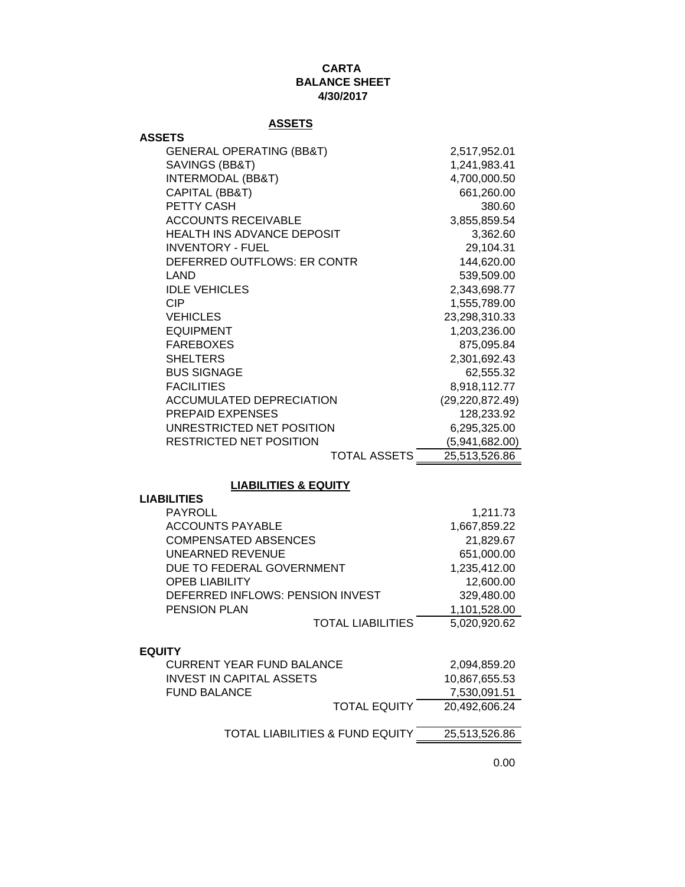# CARTA
## BALANCE SHEET
### 4/30/2017

**ASSETS**

| ASSETS | |
|---|---|
| GENERAL OPERATING (BB&T) | 2,517,952.01 |
| SAVINGS (BB&T) | 1,241,983.41 |
| INTERMODAL (BB&T) | 4,700,000.50 |
| CAPITAL (BB&T) | 661,260.00 |
| PETTY CASH | 380.60 |
| ACCOUNTS RECEIVABLE | 3,855,859.54 |
| HEALTH INS ADVANCE DEPOSIT | 3,362.60 |
| INVENTORY - FUEL | 29,104.31 |
| DEFERRED OUTFLOWS: ER CONTR | 144,620.00 |
| LAND | 539,509.00 |
| IDLE VEHICLES | 2,343,698.77 |
| CIP | 1,555,789.00 |
| VEHICLES | 23,298,310.33 |
| EQUIPMENT | 1,203,236.00 |
| FAREBOXES | 875,095.84 |
| SHELTERS | 2,301,692.43 |
| BUS SIGNAGE | 62,555.32 |
| FACILITIES | 8,918,112.77 |
| ACCUMULATED DEPRECIATION | (29,220,872.49) |
| PREPAID EXPENSES | 128,233.92 |
| UNRESTRICTED NET POSITION | 6,295,325.00 |
| RESTRICTED NET POSITION | (5,941,682.00) |
| TOTAL ASSETS | 25,513,526.86 |

**LIABILITIES & EQUITY**

| LIABILITIES | |
|---|---|
| PAYROLL | 1,211.73 |
| ACCOUNTS PAYABLE | 1,667,859.22 |
| COMPENSATED ABSENCES | 21,829.67 |
| UNEARNED REVENUE | 651,000.00 |
| DUE TO FEDERAL GOVERNMENT | 1,235,412.00 |
| OPEB LIABILITY | 12,600.00 |
| DEFERRED INFLOWS: PENSION INVEST | 329,480.00 |
| PENSION PLAN | 1,101,528.00 |
| TOTAL LIABILITIES | 5,020,920.62 |

| EQUITY | |
|---|---|
| CURRENT YEAR FUND BALANCE | 2,094,859.20 |
| INVEST IN CAPITAL ASSETS | 10,867,655.53 |
| FUND BALANCE | 7,530,091.51 |
| TOTAL EQUITY | 20,492,606.24 |
| TOTAL LIABILITIES & FUND EQUITY | 25,513,526.86 |

0.00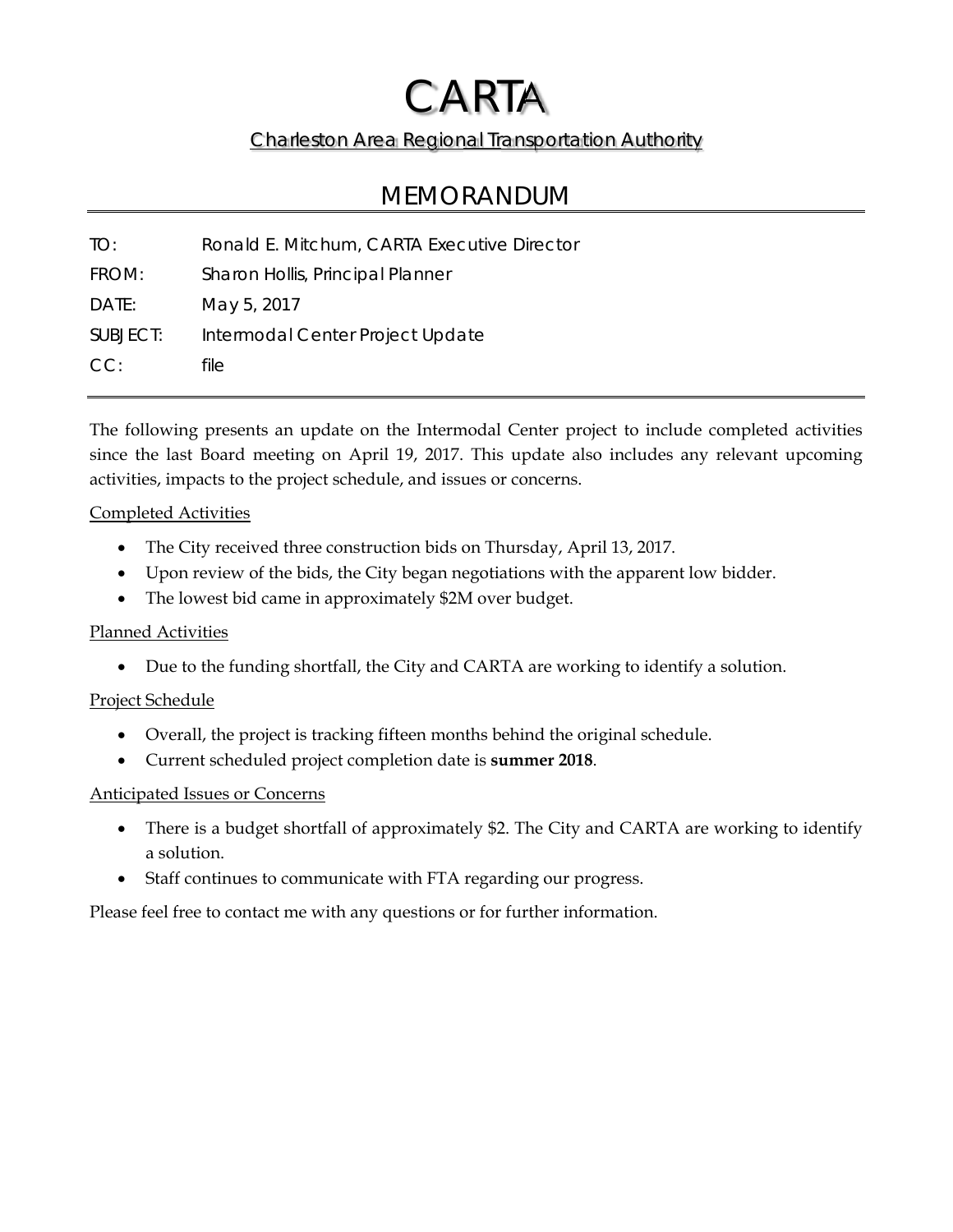# CARTA

Charleston Area Regional Transportation Authority

## MEMORANDUM

TO: Ronald E. Mitchum, CARTA Executive Director

FROM: Sharon Hollis, Principal Planner

DATE: May 5, 2017

SUBJECT: Intermodal Center Project Update

CC: file

The following presents an update on the Intermodal Center project to include completed activities since the last Board meeting on April 19, 2017. This update also includes any relevant upcoming activities, impacts to the project schedule, and issues or concerns.

Completed Activities

- The City received three construction bids on Thursday, April 13, 2017.
- Upon review of the bids, the City began negotiations with the apparent low bidder.
- The lowest bid came in approximately $2M over budget.

Planned Activities

- Due to the funding shortfall, the City and CARTA are working to identify a solution.

Project Schedule

- Overall, the project is tracking fifteen months behind the original schedule.
- Current scheduled project completion date is **summer 2018**.

Anticipated Issues or Concerns

- There is a budget shortfall of approximately $2. The City and CARTA are working to identify a solution.
- Staff continues to communicate with FTA regarding our progress.

Please feel free to contact me with any questions or for further information.